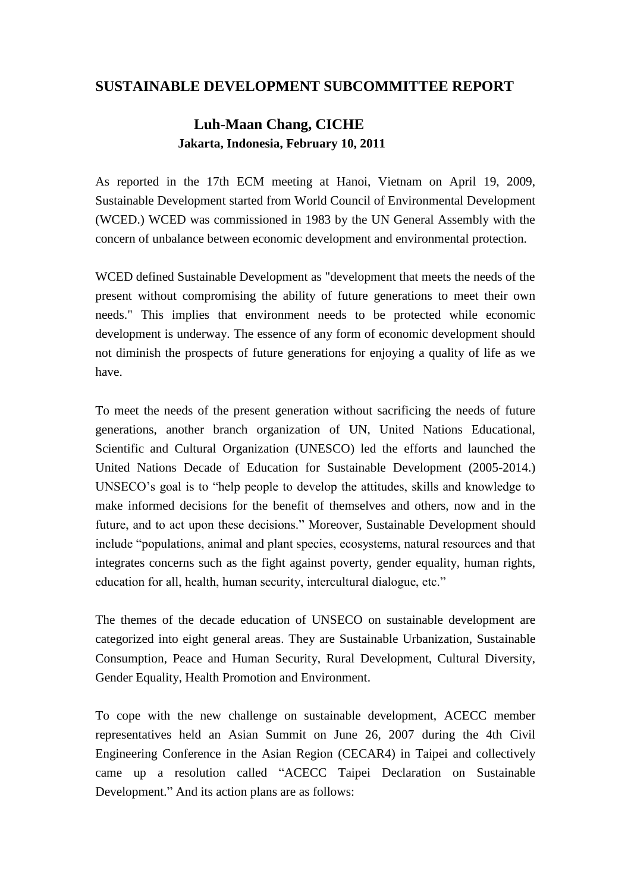# SUSTAINABLE DEVELOPMENT SUBCOMMITTEE REPORT

**Luh-Maan Chang, CICHE**

**Jakarta, Indonesia, February 10, 2011**

As reported in the 17th ECM meeting at Hanoi, Vietnam on April 19, 2009, Sustainable Development started from World Council of Environmental Development (WCED.) WCED was commissioned in 1983 by the UN General Assembly with the concern of unbalance between economic development and environmental protection.

WCED defined Sustainable Development as "development that meets the needs of the present without compromising the ability of future generations to meet their own needs." This implies that environment needs to be protected while economic development is underway. The essence of any form of economic development should not diminish the prospects of future generations for enjoying a quality of life as we have.

To meet the needs of the present generation without sacrificing the needs of future generations, another branch organization of UN, United Nations Educational, Scientific and Cultural Organization (UNESCO) led the efforts and launched the United Nations Decade of Education for Sustainable Development (2005-2014.) UNSECO's goal is to "help people to develop the attitudes, skills and knowledge to make informed decisions for the benefit of themselves and others, now and in the future, and to act upon these decisions." Moreover, Sustainable Development should include "populations, animal and plant species, ecosystems, natural resources and that integrates concerns such as the fight against poverty, gender equality, human rights, education for all, health, human security, intercultural dialogue, etc."

The themes of the decade education of UNSECO on sustainable development are categorized into eight general areas. They are Sustainable Urbanization, Sustainable Consumption, Peace and Human Security, Rural Development, Cultural Diversity, Gender Equality, Health Promotion and Environment.

To cope with the new challenge on sustainable development, ACECC member representatives held an Asian Summit on June 26, 2007 during the 4th Civil Engineering Conference in the Asian Region (CECAR4) in Taipei and collectively came up a resolution called "ACECC Taipei Declaration on Sustainable Development." And its action plans are as follows: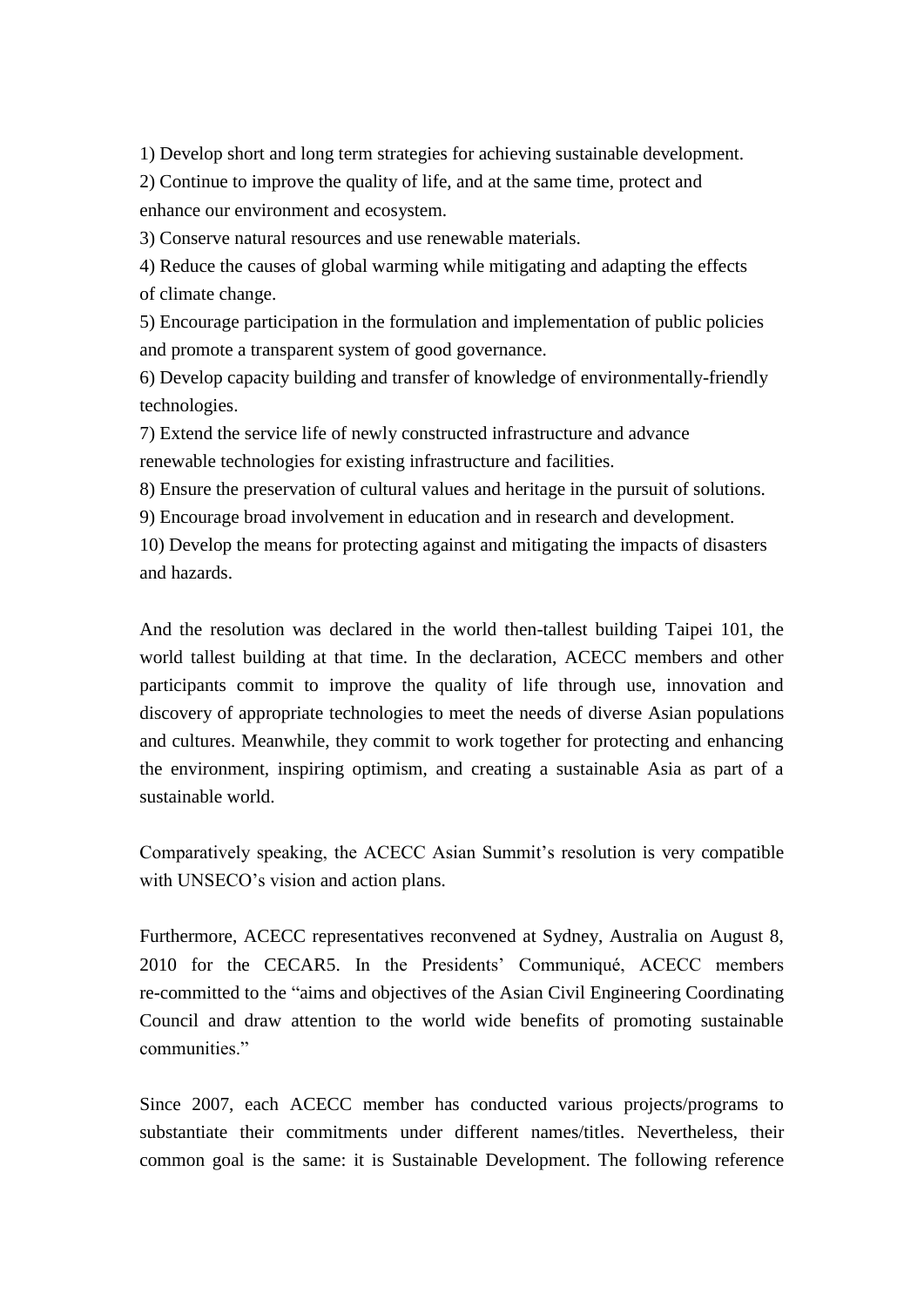1) Develop short and long term strategies for achieving sustainable development.
2) Continue to improve the quality of life, and at the same time, protect and enhance our environment and ecosystem.
3) Conserve natural resources and use renewable materials.
4) Reduce the causes of global warming while mitigating and adapting the effects of climate change.
5) Encourage participation in the formulation and implementation of public policies and promote a transparent system of good governance.
6) Develop capacity building and transfer of knowledge of environmentally-friendly technologies.
7) Extend the service life of newly constructed infrastructure and advance renewable technologies for existing infrastructure and facilities.
8) Ensure the preservation of cultural values and heritage in the pursuit of solutions.
9) Encourage broad involvement in education and in research and development.
10) Develop the means for protecting against and mitigating the impacts of disasters and hazards.

And the resolution was declared in the world then-tallest building Taipei 101, the world tallest building at that time. In the declaration, ACECC members and other participants commit to improve the quality of life through use, innovation and discovery of appropriate technologies to meet the needs of diverse Asian populations and cultures. Meanwhile, they commit to work together for protecting and enhancing the environment, inspiring optimism, and creating a sustainable Asia as part of a sustainable world.

Comparatively speaking, the ACECC Asian Summit's resolution is very compatible with UNSECO's vision and action plans.

Furthermore, ACECC representatives reconvened at Sydney, Australia on August 8, 2010 for the CECAR5. In the Presidents' Communiqué, ACECC members re-committed to the "aims and objectives of the Asian Civil Engineering Coordinating Council and draw attention to the world wide benefits of promoting sustainable communities."

Since 2007, each ACECC member has conducted various projects/programs to substantiate their commitments under different names/titles. Nevertheless, their common goal is the same: it is Sustainable Development. The following reference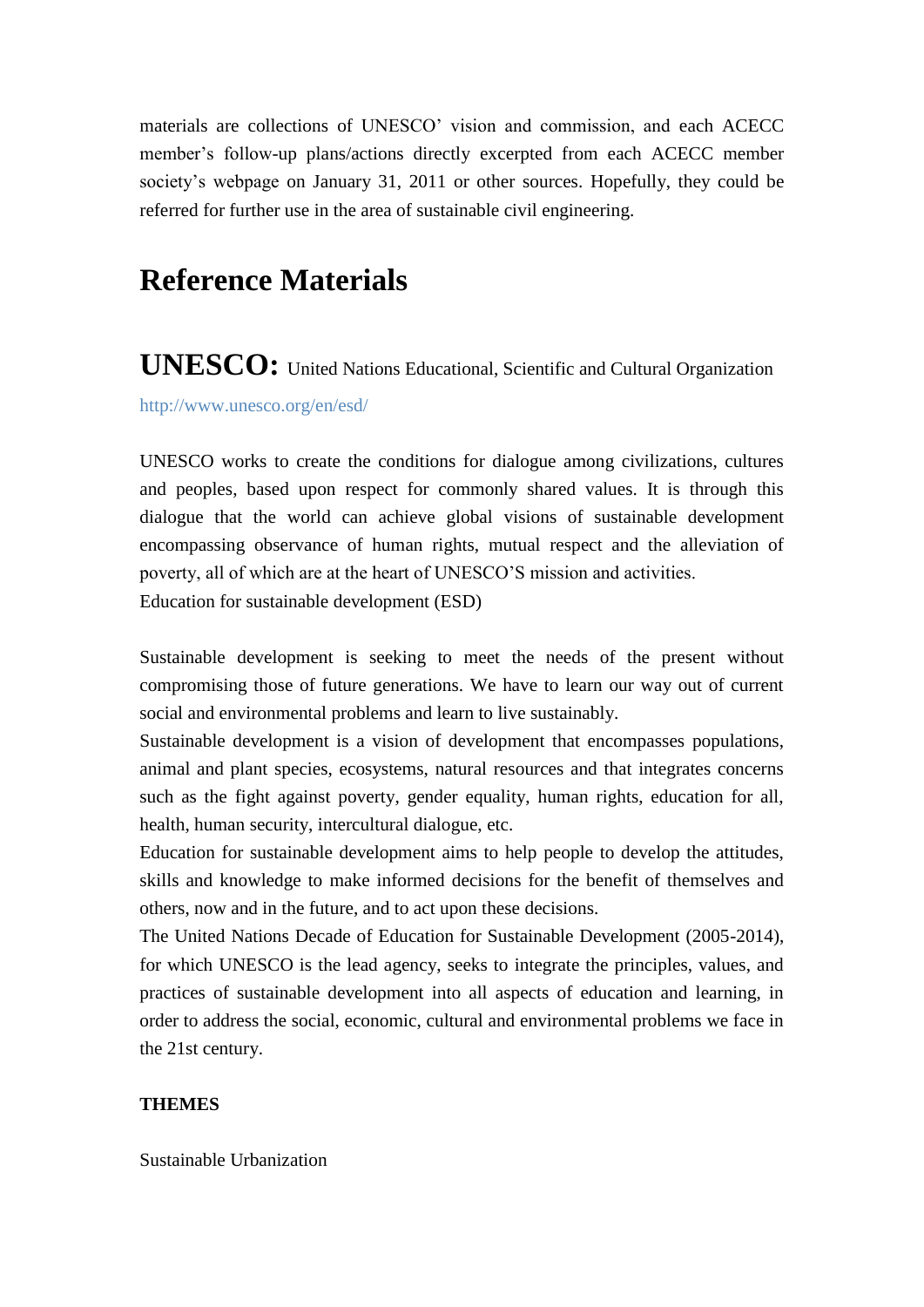materials are collections of UNESCO' vision and commission, and each ACECC member's follow-up plans/actions directly excerpted from each ACECC member society's webpage on January 31, 2011 or other sources. Hopefully, they could be referred for further use in the area of sustainable civil engineering.

# Reference Materials

## UNESCO: United Nations Educational, Scientific and Cultural Organization

http://www.unesco.org/en/esd/

UNESCO works to create the conditions for dialogue among civilizations, cultures and peoples, based upon respect for commonly shared values. It is through this dialogue that the world can achieve global visions of sustainable development encompassing observance of human rights, mutual respect and the alleviation of poverty, all of which are at the heart of UNESCO'S mission and activities.
Education for sustainable development (ESD)

Sustainable development is seeking to meet the needs of the present without compromising those of future generations. We have to learn our way out of current social and environmental problems and learn to live sustainably.
Sustainable development is a vision of development that encompasses populations, animal and plant species, ecosystems, natural resources and that integrates concerns such as the fight against poverty, gender equality, human rights, education for all, health, human security, intercultural dialogue, etc.
Education for sustainable development aims to help people to develop the attitudes, skills and knowledge to make informed decisions for the benefit of themselves and others, now and in the future, and to act upon these decisions.
The United Nations Decade of Education for Sustainable Development (2005-2014), for which UNESCO is the lead agency, seeks to integrate the principles, values, and practices of sustainable development into all aspects of education and learning, in order to address the social, economic, cultural and environmental problems we face in the 21st century.

**THEMES**

Sustainable Urbanization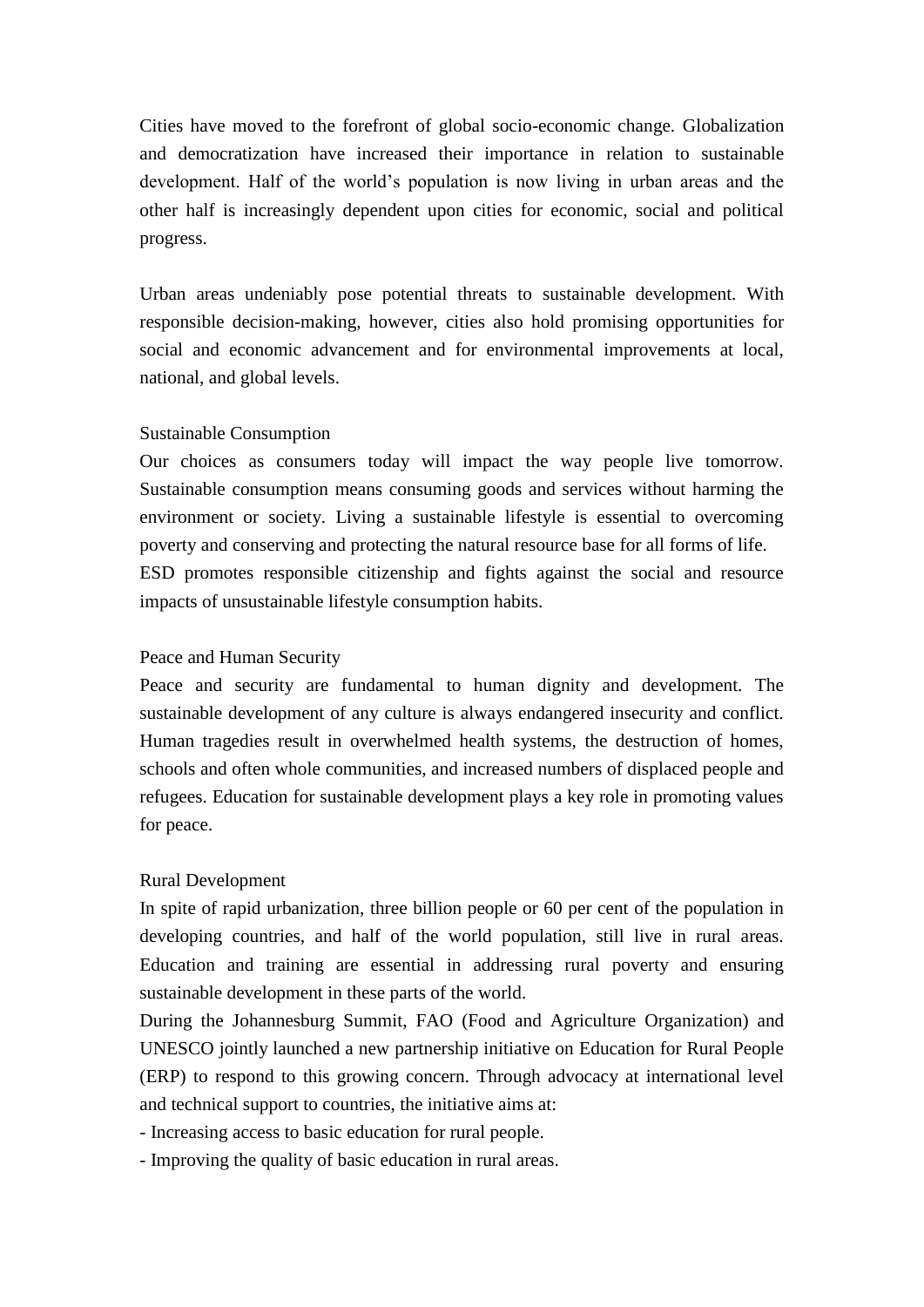Cities have moved to the forefront of global socio-economic change. Globalization and democratization have increased their importance in relation to sustainable development. Half of the world's population is now living in urban areas and the other half is increasingly dependent upon cities for economic, social and political progress.

Urban areas undeniably pose potential threats to sustainable development. With responsible decision-making, however, cities also hold promising opportunities for social and economic advancement and for environmental improvements at local, national, and global levels.

## Sustainable Consumption

Our choices as consumers today will impact the way people live tomorrow. Sustainable consumption means consuming goods and services without harming the environment or society. Living a sustainable lifestyle is essential to overcoming poverty and conserving and protecting the natural resource base for all forms of life.
ESD promotes responsible citizenship and fights against the social and resource impacts of unsustainable lifestyle consumption habits.

## Peace and Human Security

Peace and security are fundamental to human dignity and development. The sustainable development of any culture is always endangered insecurity and conflict. Human tragedies result in overwhelmed health systems, the destruction of homes, schools and often whole communities, and increased numbers of displaced people and refugees. Education for sustainable development plays a key role in promoting values for peace.

## Rural Development

In spite of rapid urbanization, three billion people or 60 per cent of the population in developing countries, and half of the world population, still live in rural areas. Education and training are essential in addressing rural poverty and ensuring sustainable development in these parts of the world.
During the Johannesburg Summit, FAO (Food and Agriculture Organization) and UNESCO jointly launched a new partnership initiative on Education for Rural People (ERP) to respond to this growing concern. Through advocacy at international level and technical support to countries, the initiative aims at:

- Increasing access to basic education for rural people.
- Improving the quality of basic education in rural areas.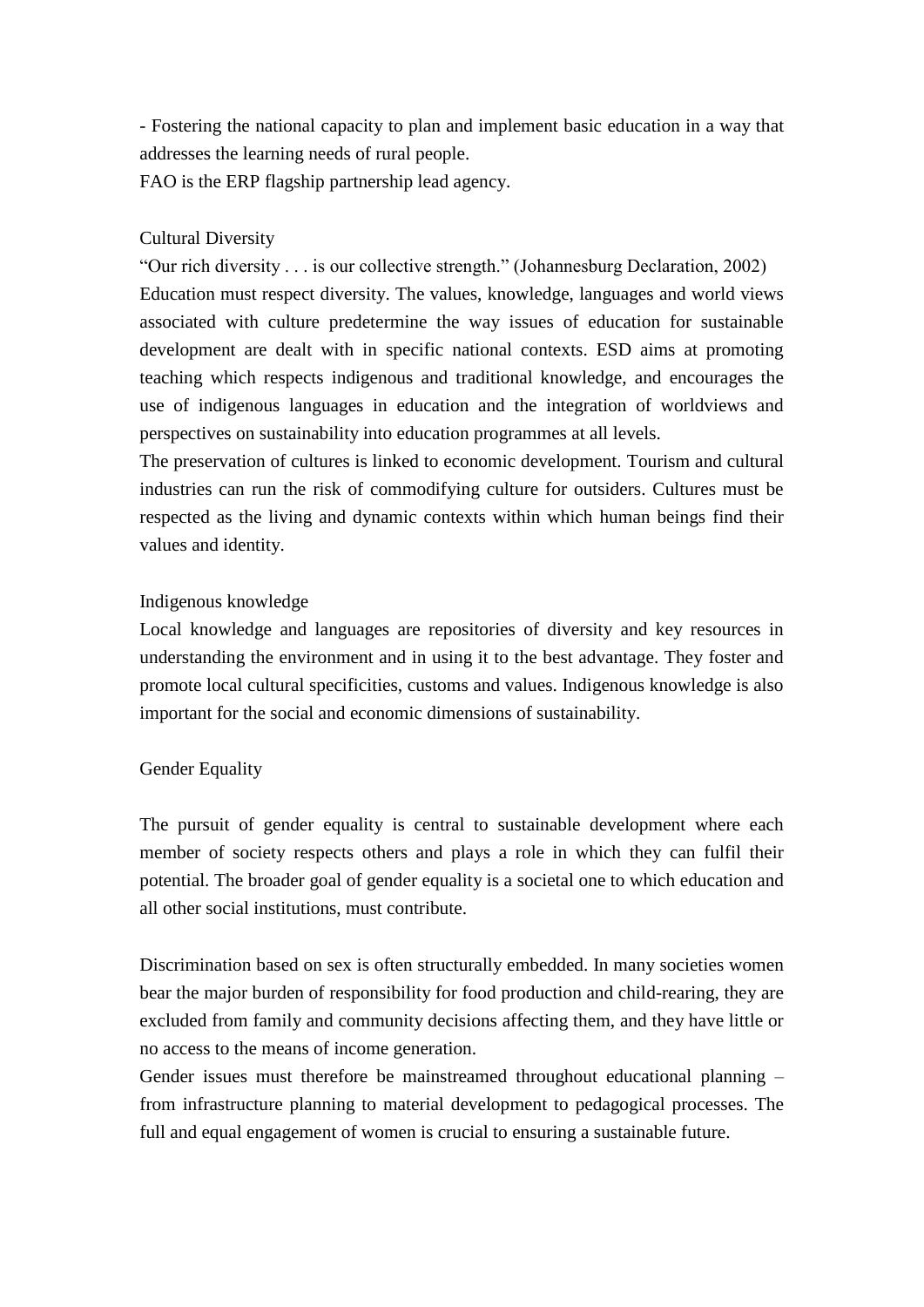- Fostering the national capacity to plan and implement basic education in a way that addresses the learning needs of rural people.

FAO is the ERP flagship partnership lead agency.

## Cultural Diversity

"Our rich diversity . . . is our collective strength." (Johannesburg Declaration, 2002)

Education must respect diversity. The values, knowledge, languages and world views associated with culture predetermine the way issues of education for sustainable development are dealt with in specific national contexts. ESD aims at promoting teaching which respects indigenous and traditional knowledge, and encourages the use of indigenous languages in education and the integration of worldviews and perspectives on sustainability into education programmes at all levels.

The preservation of cultures is linked to economic development. Tourism and cultural industries can run the risk of commodifying culture for outsiders. Cultures must be respected as the living and dynamic contexts within which human beings find their values and identity.

## Indigenous knowledge

Local knowledge and languages are repositories of diversity and key resources in understanding the environment and in using it to the best advantage. They foster and promote local cultural specificities, customs and values. Indigenous knowledge is also important for the social and economic dimensions of sustainability.

## Gender Equality

The pursuit of gender equality is central to sustainable development where each member of society respects others and plays a role in which they can fulfil their potential. The broader goal of gender equality is a societal one to which education and all other social institutions, must contribute.

Discrimination based on sex is often structurally embedded. In many societies women bear the major burden of responsibility for food production and child-rearing, they are excluded from family and community decisions affecting them, and they have little or no access to the means of income generation.

Gender issues must therefore be mainstreamed throughout educational planning – from infrastructure planning to material development to pedagogical processes. The full and equal engagement of women is crucial to ensuring a sustainable future.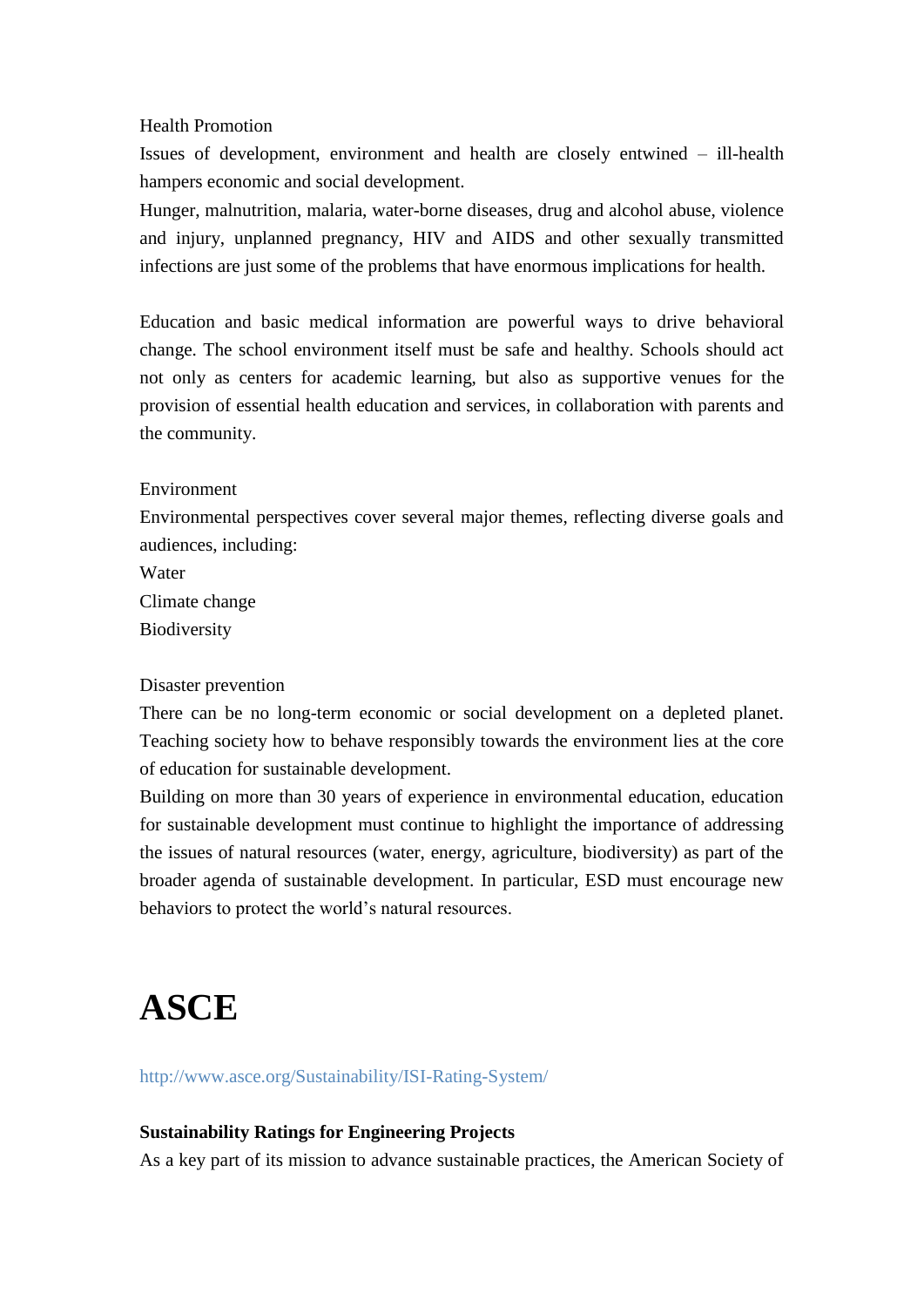Health Promotion

Issues of development, environment and health are closely entwined – ill-health hampers economic and social development.

Hunger, malnutrition, malaria, water-borne diseases, drug and alcohol abuse, violence and injury, unplanned pregnancy, HIV and AIDS and other sexually transmitted infections are just some of the problems that have enormous implications for health.

Education and basic medical information are powerful ways to drive behavioral change. The school environment itself must be safe and healthy. Schools should act not only as centers for academic learning, but also as supportive venues for the provision of essential health education and services, in collaboration with parents and the community.

Environment

Environmental perspectives cover several major themes, reflecting diverse goals and audiences, including:

Water

Climate change

Biodiversity

Disaster prevention

There can be no long-term economic or social development on a depleted planet. Teaching society how to behave responsibly towards the environment lies at the core of education for sustainable development.

Building on more than 30 years of experience in environmental education, education for sustainable development must continue to highlight the importance of addressing the issues of natural resources (water, energy, agriculture, biodiversity) as part of the broader agenda of sustainable development. In particular, ESD must encourage new behaviors to protect the world's natural resources.

# ASCE

http://www.asce.org/Sustainability/ISI-Rating-System/

**Sustainability Ratings for Engineering Projects**

As a key part of its mission to advance sustainable practices, the American Society of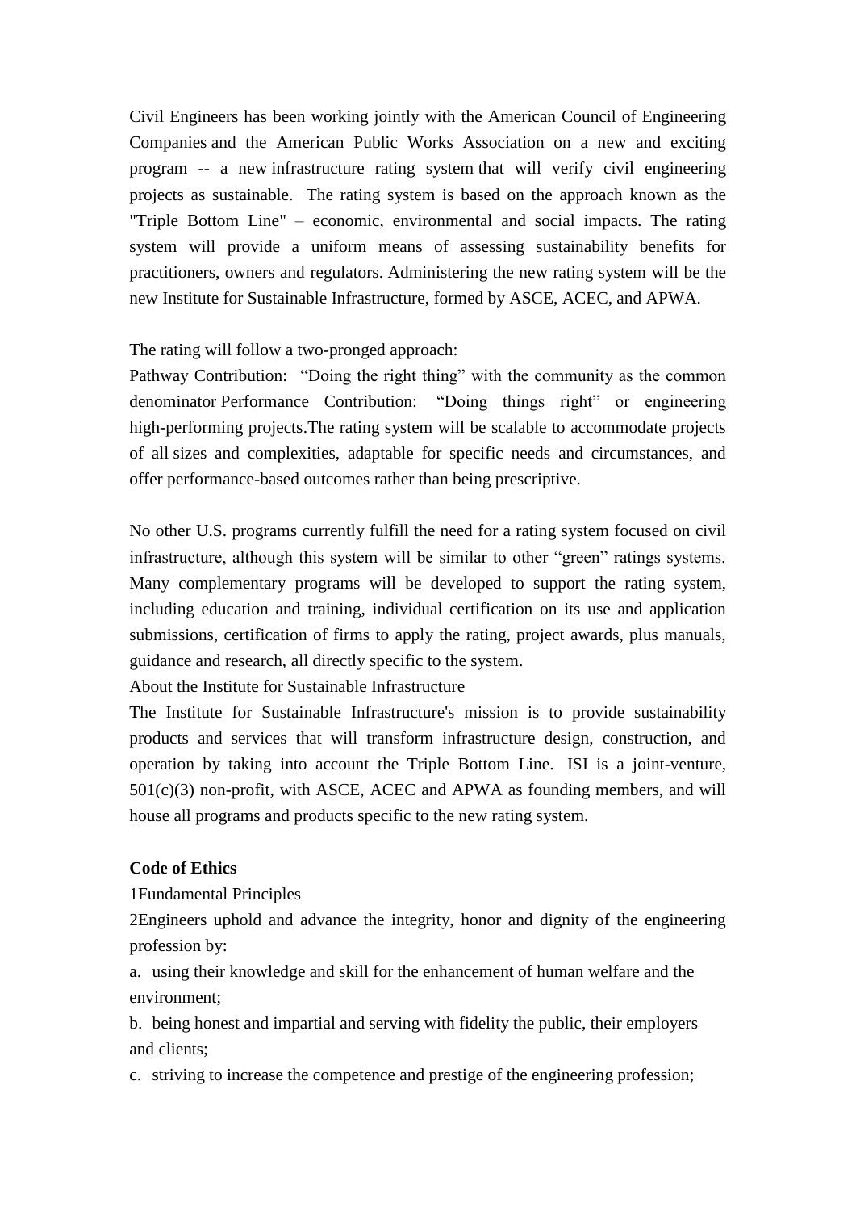Civil Engineers has been working jointly with the American Council of Engineering Companies and the American Public Works Association on a new and exciting program -- a new infrastructure rating system that will verify civil engineering projects as sustainable. The rating system is based on the approach known as the "Triple Bottom Line" – economic, environmental and social impacts. The rating system will provide a uniform means of assessing sustainability benefits for practitioners, owners and regulators. Administering the new rating system will be the new Institute for Sustainable Infrastructure, formed by ASCE, ACEC, and APWA.

The rating will follow a two-pronged approach:

Pathway Contribution: "Doing the right thing" with the community as the common denominator Performance Contribution: "Doing things right" or engineering high-performing projects.The rating system will be scalable to accommodate projects of all sizes and complexities, adaptable for specific needs and circumstances, and offer performance-based outcomes rather than being prescriptive.

No other U.S. programs currently fulfill the need for a rating system focused on civil infrastructure, although this system will be similar to other "green" ratings systems. Many complementary programs will be developed to support the rating system, including education and training, individual certification on its use and application submissions, certification of firms to apply the rating, project awards, plus manuals, guidance and research, all directly specific to the system.

About the Institute for Sustainable Infrastructure

The Institute for Sustainable Infrastructure's mission is to provide sustainability products and services that will transform infrastructure design, construction, and operation by taking into account the Triple Bottom Line. ISI is a joint-venture, 501(c)(3) non-profit, with ASCE, ACEC and APWA as founding members, and will house all programs and products specific to the new rating system.

**Code of Ethics**

1Fundamental Principles

2Engineers uphold and advance the integrity, honor and dignity of the engineering profession by:

a. using their knowledge and skill for the enhancement of human welfare and the environment;

b. being honest and impartial and serving with fidelity the public, their employers and clients;

c. striving to increase the competence and prestige of the engineering profession;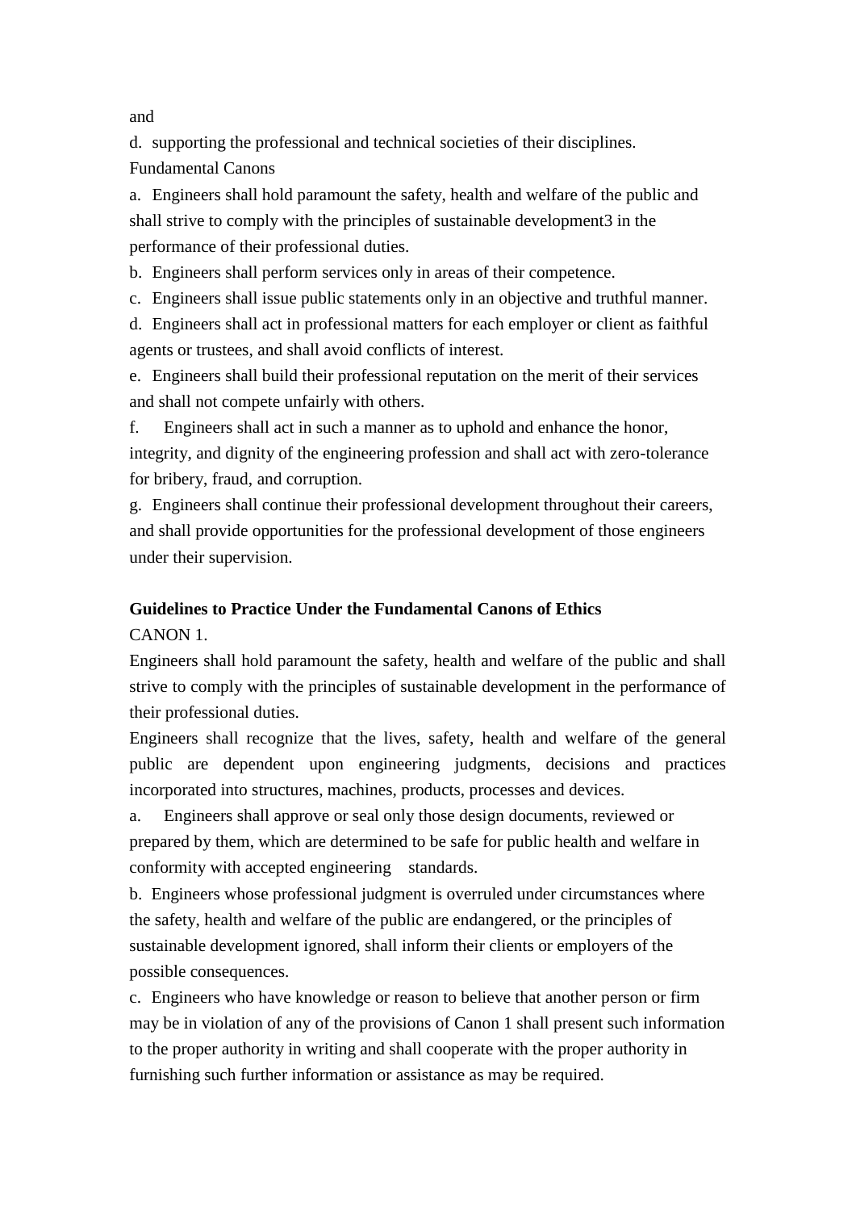and

d. supporting the professional and technical societies of their disciplines.

Fundamental Canons

a. Engineers shall hold paramount the safety, health and welfare of the public and shall strive to comply with the principles of sustainable development[3] in the performance of their professional duties.

b. Engineers shall perform services only in areas of their competence.

c. Engineers shall issue public statements only in an objective and truthful manner.

d. Engineers shall act in professional matters for each employer or client as faithful agents or trustees, and shall avoid conflicts of interest.

e. Engineers shall build their professional reputation on the merit of their services and shall not compete unfairly with others.

f. Engineers shall act in such a manner as to uphold and enhance the honor, integrity, and dignity of the engineering profession and shall act with zero-tolerance for bribery, fraud, and corruption.

g. Engineers shall continue their professional development throughout their careers, and shall provide opportunities for the professional development of those engineers under their supervision.

**Guidelines to Practice Under the Fundamental Canons of Ethics**

CANON 1.

Engineers shall hold paramount the safety, health and welfare of the public and shall strive to comply with the principles of sustainable development in the performance of their professional duties.

Engineers shall recognize that the lives, safety, health and welfare of the general public are dependent upon engineering judgments, decisions and practices incorporated into structures, machines, products, processes and devices.

a. Engineers shall approve or seal only those design documents, reviewed or prepared by them, which are determined to be safe for public health and welfare in conformity with accepted engineering standards.

b. Engineers whose professional judgment is overruled under circumstances where the safety, health and welfare of the public are endangered, or the principles of sustainable development ignored, shall inform their clients or employers of the possible consequences.

c. Engineers who have knowledge or reason to believe that another person or firm may be in violation of any of the provisions of Canon 1 shall present such information to the proper authority in writing and shall cooperate with the proper authority in furnishing such further information or assistance as may be required.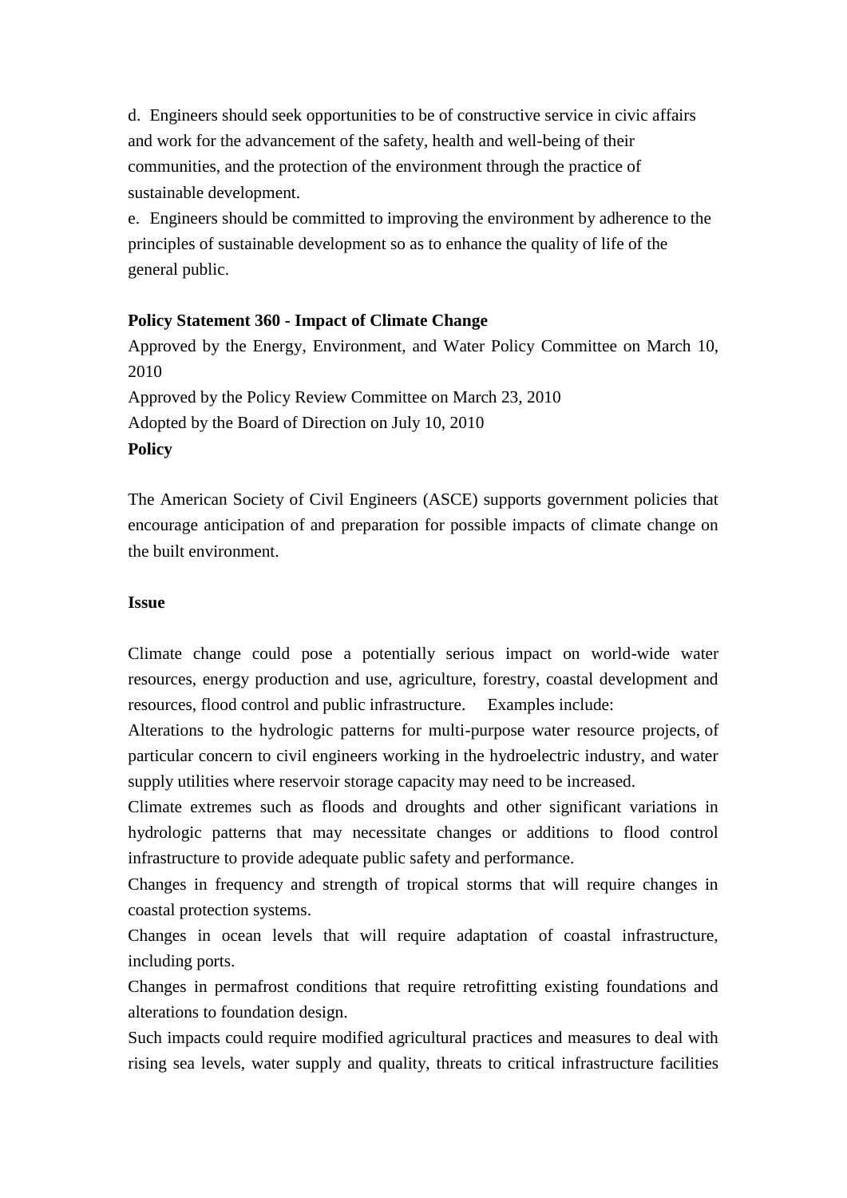d. Engineers should seek opportunities to be of constructive service in civic affairs and work for the advancement of the safety, health and well-being of their communities, and the protection of the environment through the practice of sustainable development.

e. Engineers should be committed to improving the environment by adherence to the principles of sustainable development so as to enhance the quality of life of the general public.

**Policy Statement 360 - Impact of Climate Change**

Approved by the Energy, Environment, and Water Policy Committee on March 10, 2010

Approved by the Policy Review Committee on March 23, 2010

Adopted by the Board of Direction on July 10, 2010

**Policy**

The American Society of Civil Engineers (ASCE) supports government policies that encourage anticipation of and preparation for possible impacts of climate change on the built environment.

**Issue**

Climate change could pose a potentially serious impact on world-wide water resources, energy production and use, agriculture, forestry, coastal development and resources, flood control and public infrastructure. Examples include:

Alterations to the hydrologic patterns for multi-purpose water resource projects, of particular concern to civil engineers working in the hydroelectric industry, and water supply utilities where reservoir storage capacity may need to be increased.

Climate extremes such as floods and droughts and other significant variations in hydrologic patterns that may necessitate changes or additions to flood control infrastructure to provide adequate public safety and performance.

Changes in frequency and strength of tropical storms that will require changes in coastal protection systems.

Changes in ocean levels that will require adaptation of coastal infrastructure, including ports.

Changes in permafrost conditions that require retrofitting existing foundations and alterations to foundation design.

Such impacts could require modified agricultural practices and measures to deal with rising sea levels, water supply and quality, threats to critical infrastructure facilities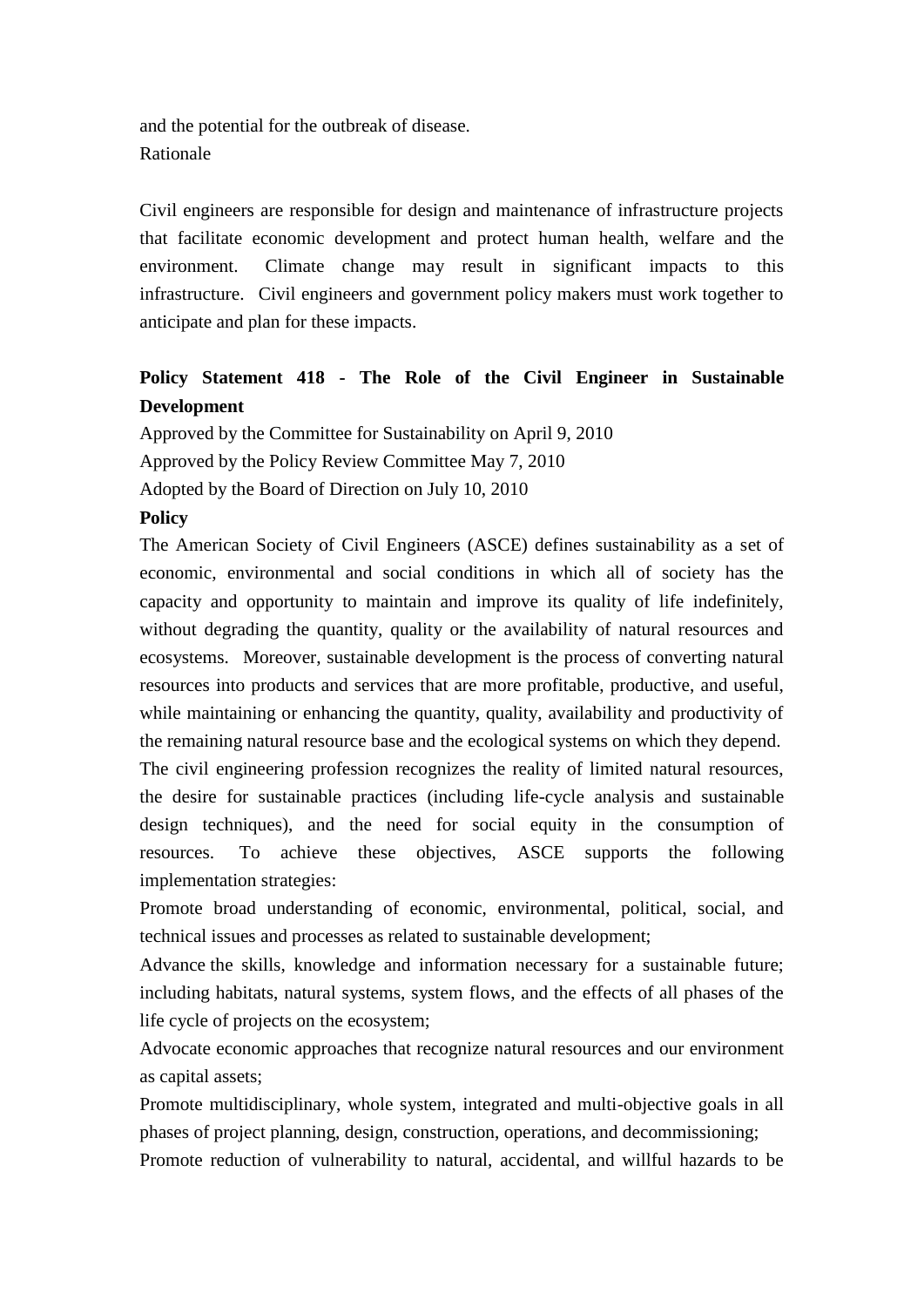and the potential for the outbreak of disease.

Rationale

Civil engineers are responsible for design and maintenance of infrastructure projects that facilitate economic development and protect human health, welfare and the environment. Climate change may result in significant impacts to this infrastructure. Civil engineers and government policy makers must work together to anticipate and plan for these impacts.

**Policy Statement 418 - The Role of the Civil Engineer in Sustainable Development**

Approved by the Committee for Sustainability on April 9, 2010

Approved by the Policy Review Committee May 7, 2010

Adopted by the Board of Direction on July 10, 2010

**Policy**

The American Society of Civil Engineers (ASCE) defines sustainability as a set of economic, environmental and social conditions in which all of society has the capacity and opportunity to maintain and improve its quality of life indefinitely, without degrading the quantity, quality or the availability of natural resources and ecosystems. Moreover, sustainable development is the process of converting natural resources into products and services that are more profitable, productive, and useful, while maintaining or enhancing the quantity, quality, availability and productivity of the remaining natural resource base and the ecological systems on which they depend.

The civil engineering profession recognizes the reality of limited natural resources, the desire for sustainable practices (including life-cycle analysis and sustainable design techniques), and the need for social equity in the consumption of resources. To achieve these objectives, ASCE supports the following implementation strategies:

Promote broad understanding of economic, environmental, political, social, and technical issues and processes as related to sustainable development;

Advance the skills, knowledge and information necessary for a sustainable future; including habitats, natural systems, system flows, and the effects of all phases of the life cycle of projects on the ecosystem;

Advocate economic approaches that recognize natural resources and our environment as capital assets;

Promote multidisciplinary, whole system, integrated and multi-objective goals in all phases of project planning, design, construction, operations, and decommissioning;

Promote reduction of vulnerability to natural, accidental, and willful hazards to be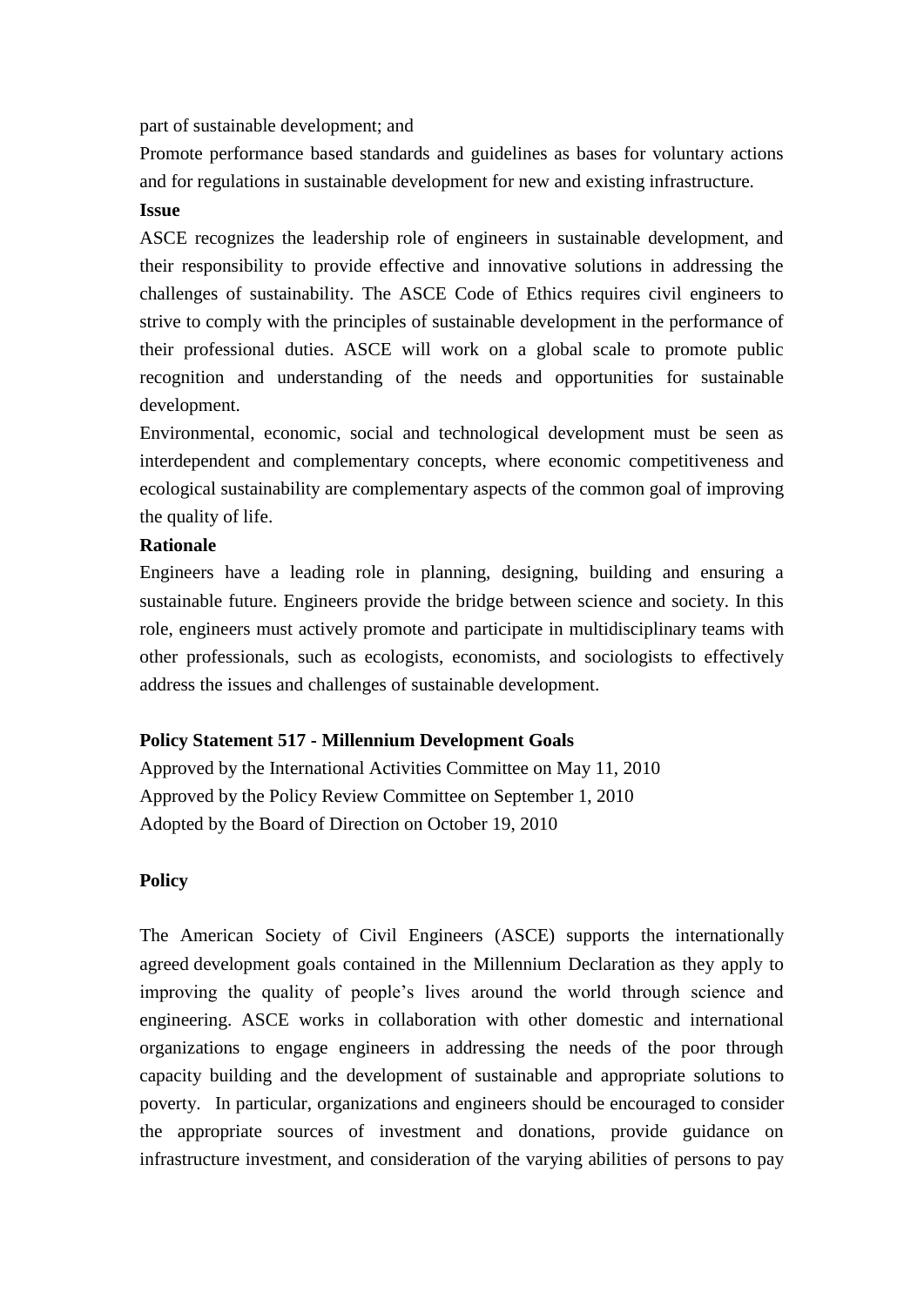part of sustainable development; and

Promote performance based standards and guidelines as bases for voluntary actions and for regulations in sustainable development for new and existing infrastructure.

**Issue**

ASCE recognizes the leadership role of engineers in sustainable development, and their responsibility to provide effective and innovative solutions in addressing the challenges of sustainability. The ASCE Code of Ethics requires civil engineers to strive to comply with the principles of sustainable development in the performance of their professional duties. ASCE will work on a global scale to promote public recognition and understanding of the needs and opportunities for sustainable development.

Environmental, economic, social and technological development must be seen as interdependent and complementary concepts, where economic competitiveness and ecological sustainability are complementary aspects of the common goal of improving the quality of life.

**Rationale**

Engineers have a leading role in planning, designing, building and ensuring a sustainable future. Engineers provide the bridge between science and society. In this role, engineers must actively promote and participate in multidisciplinary teams with other professionals, such as ecologists, economists, and sociologists to effectively address the issues and challenges of sustainable development.

**Policy Statement 517 - Millennium Development Goals**

Approved by the International Activities Committee on May 11, 2010

Approved by the Policy Review Committee on September 1, 2010

Adopted by the Board of Direction on October 19, 2010

**Policy**

The American Society of Civil Engineers (ASCE) supports the internationally agreed development goals contained in the Millennium Declaration as they apply to improving the quality of people's lives around the world through science and engineering. ASCE works in collaboration with other domestic and international organizations to engage engineers in addressing the needs of the poor through capacity building and the development of sustainable and appropriate solutions to poverty. In particular, organizations and engineers should be encouraged to consider the appropriate sources of investment and donations, provide guidance on infrastructure investment, and consideration of the varying abilities of persons to pay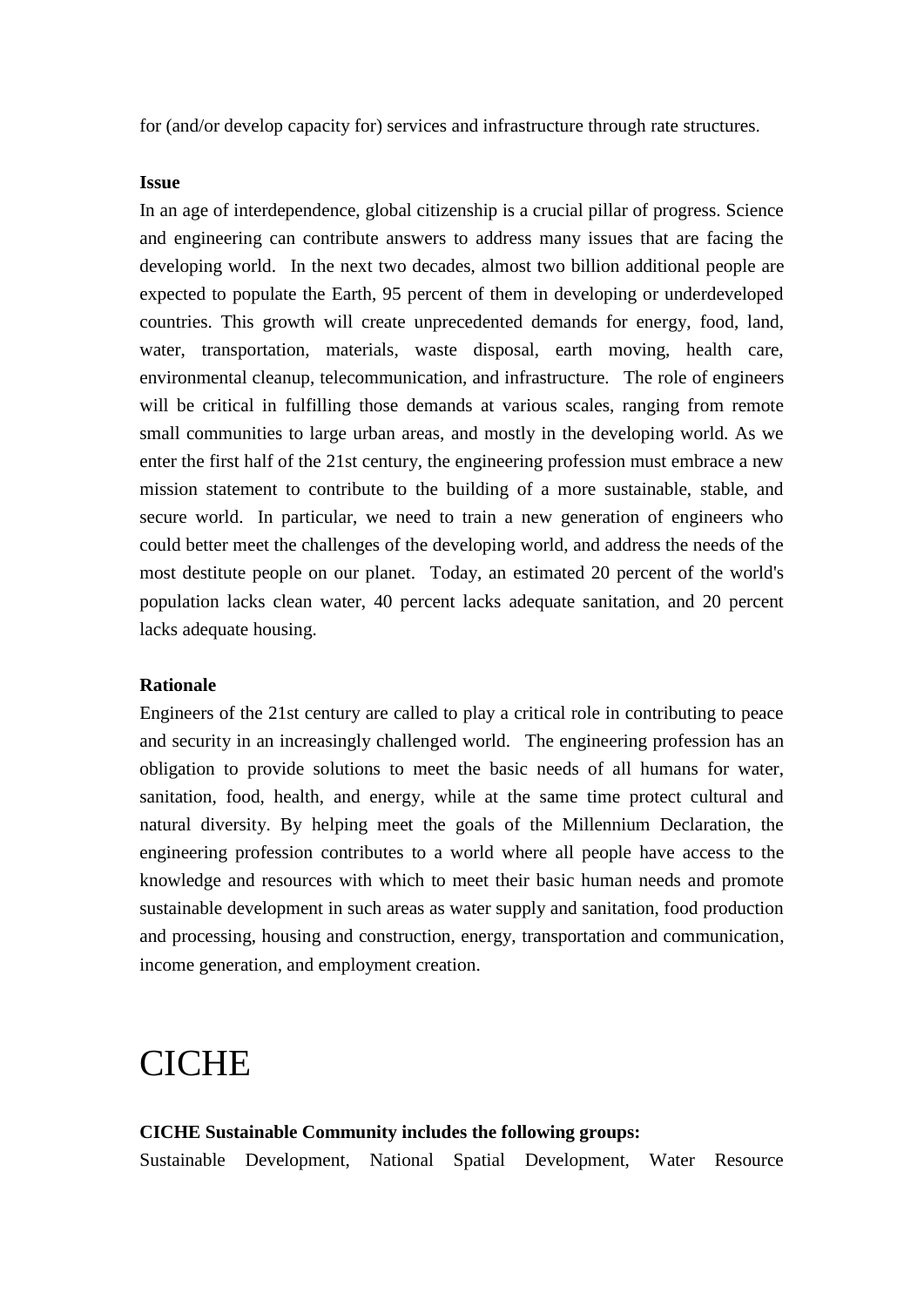for (and/or develop capacity for) services and infrastructure through rate structures.

**Issue**

In an age of interdependence, global citizenship is a crucial pillar of progress. Science and engineering can contribute answers to address many issues that are facing the developing world. In the next two decades, almost two billion additional people are expected to populate the Earth, 95 percent of them in developing or underdeveloped countries. This growth will create unprecedented demands for energy, food, land, water, transportation, materials, waste disposal, earth moving, health care, environmental cleanup, telecommunication, and infrastructure. The role of engineers will be critical in fulfilling those demands at various scales, ranging from remote small communities to large urban areas, and mostly in the developing world. As we enter the first half of the 21st century, the engineering profession must embrace a new mission statement to contribute to the building of a more sustainable, stable, and secure world. In particular, we need to train a new generation of engineers who could better meet the challenges of the developing world, and address the needs of the most destitute people on our planet. Today, an estimated 20 percent of the world's population lacks clean water, 40 percent lacks adequate sanitation, and 20 percent lacks adequate housing.

**Rationale**

Engineers of the 21st century are called to play a critical role in contributing to peace and security in an increasingly challenged world. The engineering profession has an obligation to provide solutions to meet the basic needs of all humans for water, sanitation, food, health, and energy, while at the same time protect cultural and natural diversity. By helping meet the goals of the Millennium Declaration, the engineering profession contributes to a world where all people have access to the knowledge and resources with which to meet their basic human needs and promote sustainable development in such areas as water supply and sanitation, food production and processing, housing and construction, energy, transportation and communication, income generation, and employment creation.

# CICHE

**CICHE Sustainable Community includes the following groups:**

Sustainable Development, National Spatial Development, Water Resource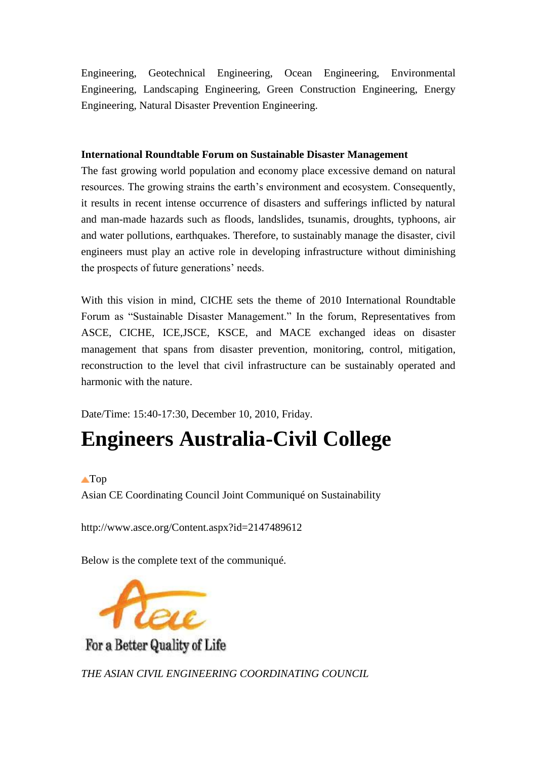Engineering, Geotechnical Engineering, Ocean Engineering, Environmental Engineering, Landscaping Engineering, Green Construction Engineering, Energy Engineering, Natural Disaster Prevention Engineering.

**International Roundtable Forum on Sustainable Disaster Management**

The fast growing world population and economy place excessive demand on natural resources. The growing strains the earth's environment and ecosystem. Consequently, it results in recent intense occurrence of disasters and sufferings inflicted by natural and man-made hazards such as floods, landslides, tsunamis, droughts, typhoons, air and water pollutions, earthquakes. Therefore, to sustainably manage the disaster, civil engineers must play an active role in developing infrastructure without diminishing the prospects of future generations' needs.

With this vision in mind, CICHE sets the theme of 2010 International Roundtable Forum as "Sustainable Disaster Management." In the forum, Representatives from ASCE, CICHE, ICE,JSCE, KSCE, and MACE exchanged ideas on disaster management that spans from disaster prevention, monitoring, control, mitigation, reconstruction to the level that civil infrastructure can be sustainably operated and harmonic with the nature.

Date/Time: 15:40-17:30, December 10, 2010, Friday.

# Engineers Australia-Civil College

▲Top

Asian CE Coordinating Council Joint Communiqué on Sustainability

http://www.asce.org/Content.aspx?id=2147489612

Below is the complete text of the communiqué.

For a Better Quality of Life

*THE ASIAN CIVIL ENGINEERING COORDINATING COUNCIL*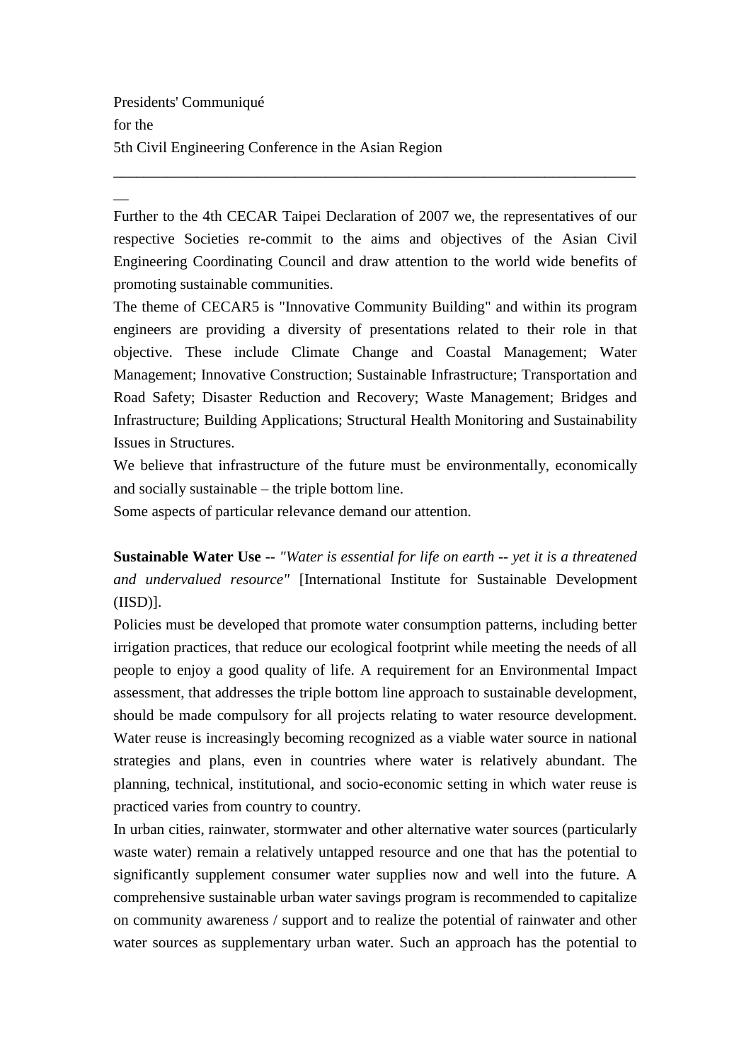Presidents' Communiqué
for the
5th Civil Engineering Conference in the Asian Region

---

Further to the 4th CECAR Taipei Declaration of 2007 we, the representatives of our respective Societies re-commit to the aims and objectives of the Asian Civil Engineering Coordinating Council and draw attention to the world wide benefits of promoting sustainable communities.

The theme of CECAR5 is "Innovative Community Building" and within its program engineers are providing a diversity of presentations related to their role in that objective. These include Climate Change and Coastal Management; Water Management; Innovative Construction; Sustainable Infrastructure; Transportation and Road Safety; Disaster Reduction and Recovery; Waste Management; Bridges and Infrastructure; Building Applications; Structural Health Monitoring and Sustainability Issues in Structures.

We believe that infrastructure of the future must be environmentally, economically and socially sustainable – the triple bottom line.

Some aspects of particular relevance demand our attention.

**Sustainable Water Use** -- *"Water is essential for life on earth -- yet it is a threatened and undervalued resource"* [International Institute for Sustainable Development (IISD)].

Policies must be developed that promote water consumption patterns, including better irrigation practices, that reduce our ecological footprint while meeting the needs of all people to enjoy a good quality of life. A requirement for an Environmental Impact assessment, that addresses the triple bottom line approach to sustainable development, should be made compulsory for all projects relating to water resource development. Water reuse is increasingly becoming recognized as a viable water source in national strategies and plans, even in countries where water is relatively abundant. The planning, technical, institutional, and socio-economic setting in which water reuse is practiced varies from country to country.

In urban cities, rainwater, stormwater and other alternative water sources (particularly waste water) remain a relatively untapped resource and one that has the potential to significantly supplement consumer water supplies now and well into the future. A comprehensive sustainable urban water savings program is recommended to capitalize on community awareness / support and to realize the potential of rainwater and other water sources as supplementary urban water. Such an approach has the potential to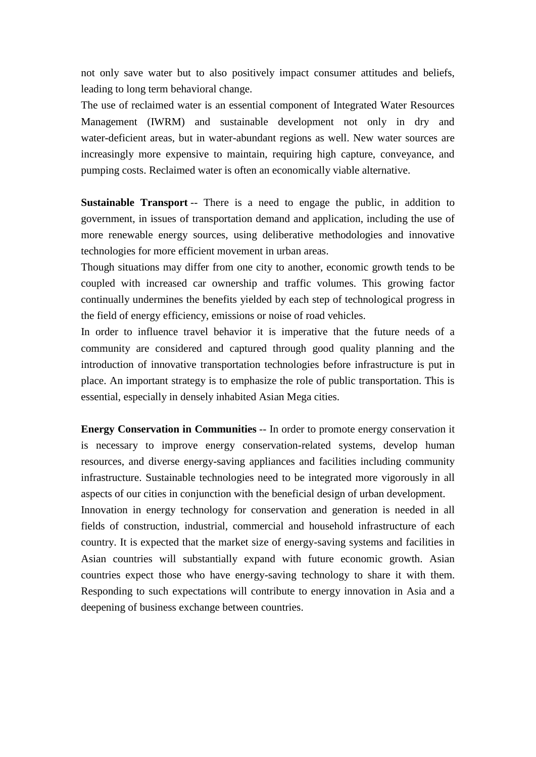not only save water but to also positively impact consumer attitudes and beliefs, leading to long term behavioral change.

The use of reclaimed water is an essential component of Integrated Water Resources Management (IWRM) and sustainable development not only in dry and water-deficient areas, but in water-abundant regions as well. New water sources are increasingly more expensive to maintain, requiring high capture, conveyance, and pumping costs. Reclaimed water is often an economically viable alternative.

**Sustainable Transport** -- There is a need to engage the public, in addition to government, in issues of transportation demand and application, including the use of more renewable energy sources, using deliberative methodologies and innovative technologies for more efficient movement in urban areas.

Though situations may differ from one city to another, economic growth tends to be coupled with increased car ownership and traffic volumes. This growing factor continually undermines the benefits yielded by each step of technological progress in the field of energy efficiency, emissions or noise of road vehicles.

In order to influence travel behavior it is imperative that the future needs of a community are considered and captured through good quality planning and the introduction of innovative transportation technologies before infrastructure is put in place. An important strategy is to emphasize the role of public transportation. This is essential, especially in densely inhabited Asian Mega cities.

**Energy Conservation in Communities** -- In order to promote energy conservation it is necessary to improve energy conservation-related systems, develop human resources, and diverse energy-saving appliances and facilities including community infrastructure. Sustainable technologies need to be integrated more vigorously in all aspects of our cities in conjunction with the beneficial design of urban development.

Innovation in energy technology for conservation and generation is needed in all fields of construction, industrial, commercial and household infrastructure of each country. It is expected that the market size of energy-saving systems and facilities in Asian countries will substantially expand with future economic growth. Asian countries expect those who have energy-saving technology to share it with them. Responding to such expectations will contribute to energy innovation in Asia and a deepening of business exchange between countries.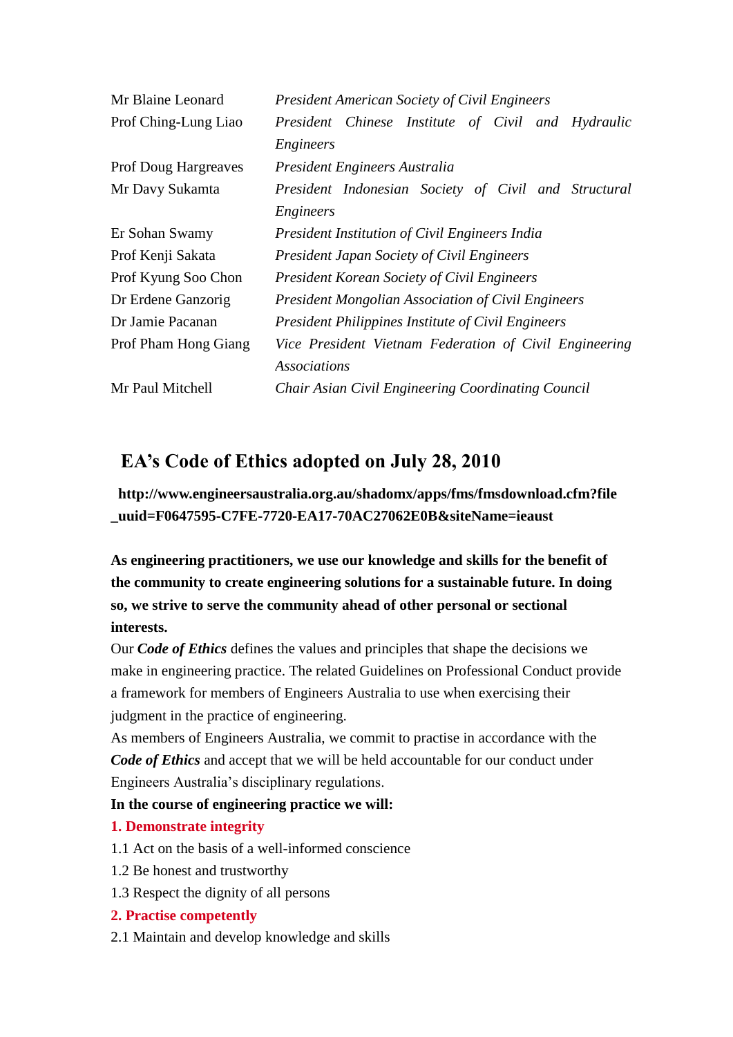| | |
|---|---|
| Mr Blaine Leonard | *President American Society of Civil Engineers* |
| Prof Ching-Lung Liao | *President Chinese Institute of Civil and Hydraulic Engineers* |
| Prof Doug Hargreaves | *President Engineers Australia* |
| Mr Davy Sukamta | *President Indonesian Society of Civil and Structural Engineers* |
| Er Sohan Swamy | *President Institution of Civil Engineers India* |
| Prof Kenji Sakata | *President Japan Society of Civil Engineers* |
| Prof Kyung Soo Chon | *President Korean Society of Civil Engineers* |
| Dr Erdene Ganzorig | *President Mongolian Association of Civil Engineers* |
| Dr Jamie Pacanan | *President Philippines Institute of Civil Engineers* |
| Prof Pham Hong Giang | *Vice President Vietnam Federation of Civil Engineering Associations* |
| Mr Paul Mitchell | *Chair Asian Civil Engineering Coordinating Council* |

## EA's Code of Ethics adopted on July 28, 2010

**http://www.engineersaustralia.org.au/shadomx/apps/fms/fmsdownload.cfm?file_uuid=F0647595-C7FE-7720-EA17-70AC27062E0B&siteName=ieaust**

**As engineering practitioners, we use our knowledge and skills for the benefit of the community to create engineering solutions for a sustainable future. In doing so, we strive to serve the community ahead of other personal or sectional interests.**

Our ***Code of Ethics*** defines the values and principles that shape the decisions we make in engineering practice. The related Guidelines on Professional Conduct provide a framework for members of Engineers Australia to use when exercising their judgment in the practice of engineering.

As members of Engineers Australia, we commit to practise in accordance with the ***Code of Ethics*** and accept that we will be held accountable for our conduct under Engineers Australia's disciplinary regulations.

**In the course of engineering practice we will:**

**1. Demonstrate integrity**

1.1 Act on the basis of a well-informed conscience

1.2 Be honest and trustworthy

1.3 Respect the dignity of all persons

**2. Practise competently**

2.1 Maintain and develop knowledge and skills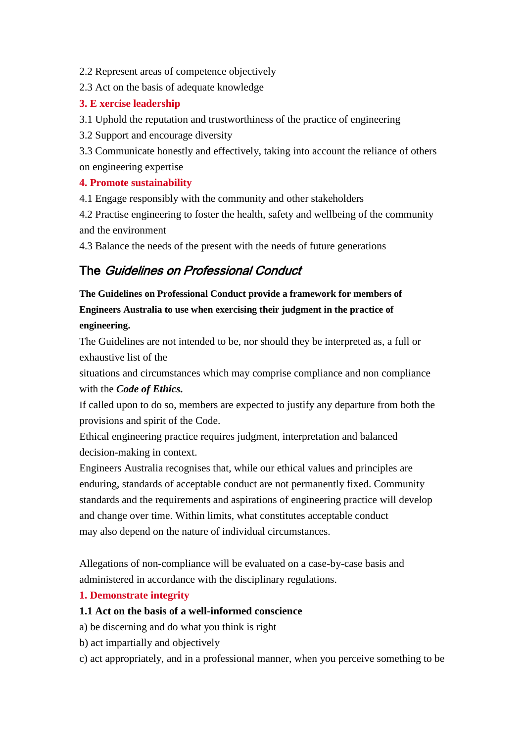2.2 Represent areas of competence objectively

2.3 Act on the basis of adequate knowledge

**3. E xercise leadership**

3.1 Uphold the reputation and trustworthiness of the practice of engineering

3.2 Support and encourage diversity

3.3 Communicate honestly and effectively, taking into account the reliance of others on engineering expertise

**4. Promote sustainability**

4.1 Engage responsibly with the community and other stakeholders

4.2 Practise engineering to foster the health, safety and wellbeing of the community and the environment

4.3 Balance the needs of the present with the needs of future generations

## The *Guidelines on Professional Conduct*

**The Guidelines on Professional Conduct provide a framework for members of Engineers Australia to use when exercising their judgment in the practice of engineering.**

The Guidelines are not intended to be, nor should they be interpreted as, a full or exhaustive list of the situations and circumstances which may comprise compliance and non compliance with the ***Code of Ethics.***

If called upon to do so, members are expected to justify any departure from both the provisions and spirit of the Code.

Ethical engineering practice requires judgment, interpretation and balanced decision-making in context.

Engineers Australia recognises that, while our ethical values and principles are enduring, standards of acceptable conduct are not permanently fixed. Community standards and the requirements and aspirations of engineering practice will develop and change over time. Within limits, what constitutes acceptable conduct may also depend on the nature of individual circumstances.

Allegations of non-compliance will be evaluated on a case-by-case basis and administered in accordance with the disciplinary regulations.

**1. Demonstrate integrity**

**1.1 Act on the basis of a well-informed conscience**

a) be discerning and do what you think is right

b) act impartially and objectively

c) act appropriately, and in a professional manner, when you perceive something to be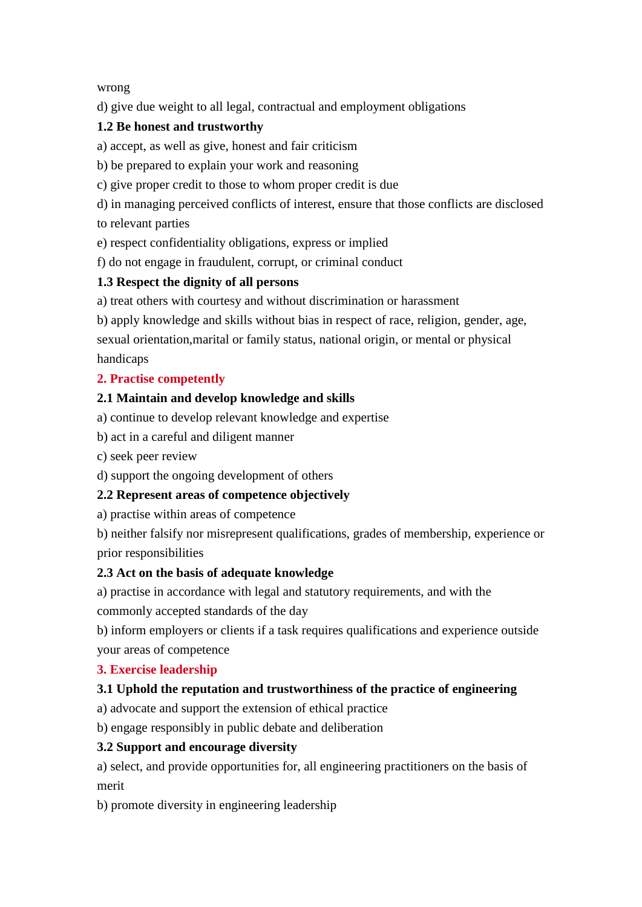wrong

d) give due weight to all legal, contractual and employment obligations

**1.2 Be honest and trustworthy**

a) accept, as well as give, honest and fair criticism

b) be prepared to explain your work and reasoning

c) give proper credit to those to whom proper credit is due

d) in managing perceived conflicts of interest, ensure that those conflicts are disclosed to relevant parties

e) respect confidentiality obligations, express or implied

f) do not engage in fraudulent, corrupt, or criminal conduct

**1.3 Respect the dignity of all persons**

a) treat others with courtesy and without discrimination or harassment

b) apply knowledge and skills without bias in respect of race, religion, gender, age, sexual orientation,marital or family status, national origin, or mental or physical handicaps

## 2. Practise competently

**2.1 Maintain and develop knowledge and skills**

a) continue to develop relevant knowledge and expertise

b) act in a careful and diligent manner

c) seek peer review

d) support the ongoing development of others

**2.2 Represent areas of competence objectively**

a) practise within areas of competence

b) neither falsify nor misrepresent qualifications, grades of membership, experience or prior responsibilities

**2.3 Act on the basis of adequate knowledge**

a) practise in accordance with legal and statutory requirements, and with the commonly accepted standards of the day

b) inform employers or clients if a task requires qualifications and experience outside your areas of competence

## 3. Exercise leadership

**3.1 Uphold the reputation and trustworthiness of the practice of engineering**

a) advocate and support the extension of ethical practice

b) engage responsibly in public debate and deliberation

**3.2 Support and encourage diversity**

a) select, and provide opportunities for, all engineering practitioners on the basis of merit

b) promote diversity in engineering leadership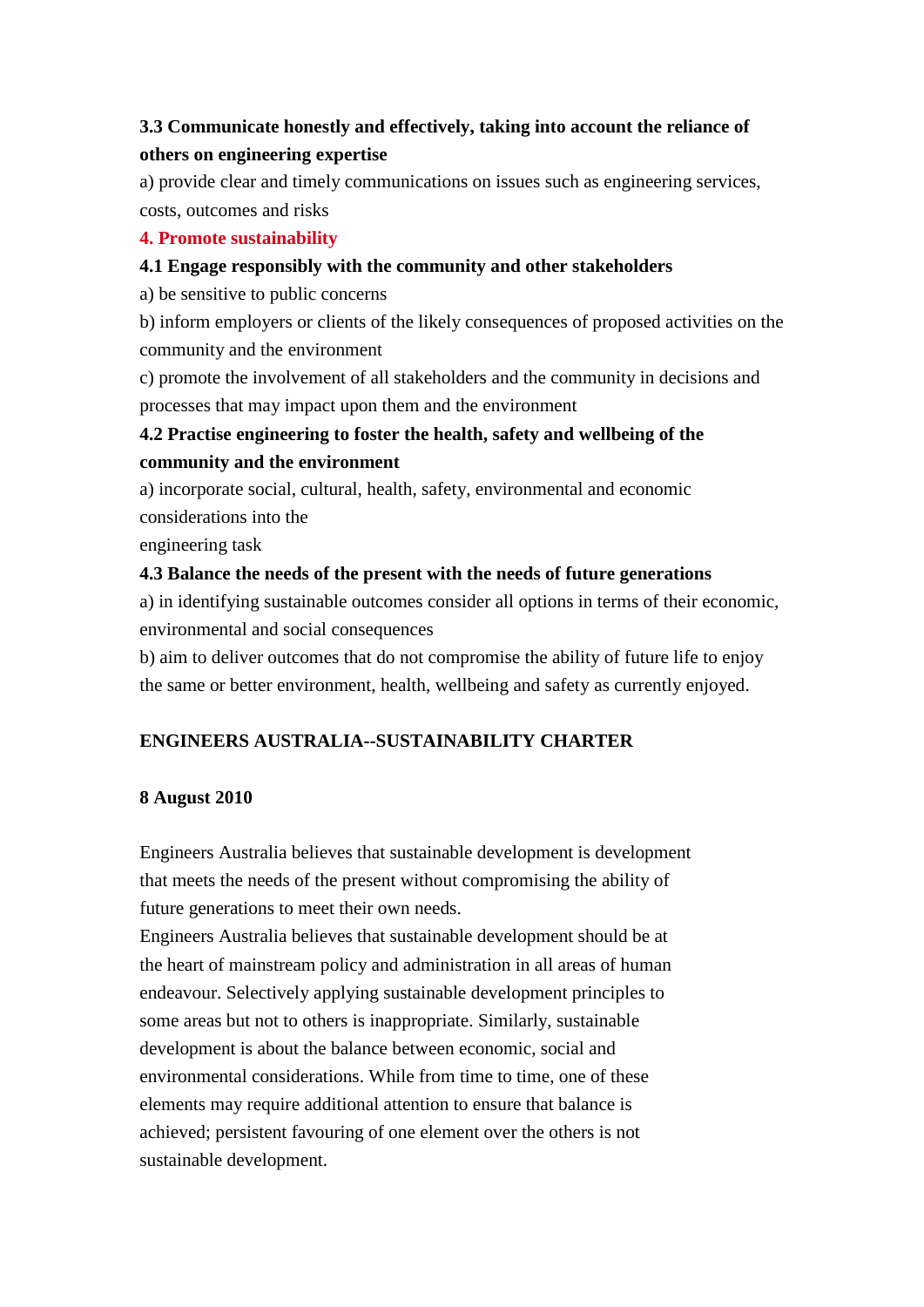**3.3 Communicate honestly and effectively, taking into account the reliance of others on engineering expertise**

a) provide clear and timely communications on issues such as engineering services, costs, outcomes and risks

## 4. Promote sustainability

**4.1 Engage responsibly with the community and other stakeholders**

a) be sensitive to public concerns

b) inform employers or clients of the likely consequences of proposed activities on the community and the environment

c) promote the involvement of all stakeholders and the community in decisions and processes that may impact upon them and the environment

**4.2 Practise engineering to foster the health, safety and wellbeing of the community and the environment**

a) incorporate social, cultural, health, safety, environmental and economic considerations into the engineering task

**4.3 Balance the needs of the present with the needs of future generations**

a) in identifying sustainable outcomes consider all options in terms of their economic, environmental and social consequences

b) aim to deliver outcomes that do not compromise the ability of future life to enjoy the same or better environment, health, wellbeing and safety as currently enjoyed.

## ENGINEERS AUSTRALIA--SUSTAINABILITY CHARTER

**8 August 2010**

Engineers Australia believes that sustainable development is development that meets the needs of the present without compromising the ability of future generations to meet their own needs.

Engineers Australia believes that sustainable development should be at the heart of mainstream policy and administration in all areas of human endeavour. Selectively applying sustainable development principles to some areas but not to others is inappropriate. Similarly, sustainable development is about the balance between economic, social and environmental considerations. While from time to time, one of these elements may require additional attention to ensure that balance is achieved; persistent favouring of one element over the others is not sustainable development.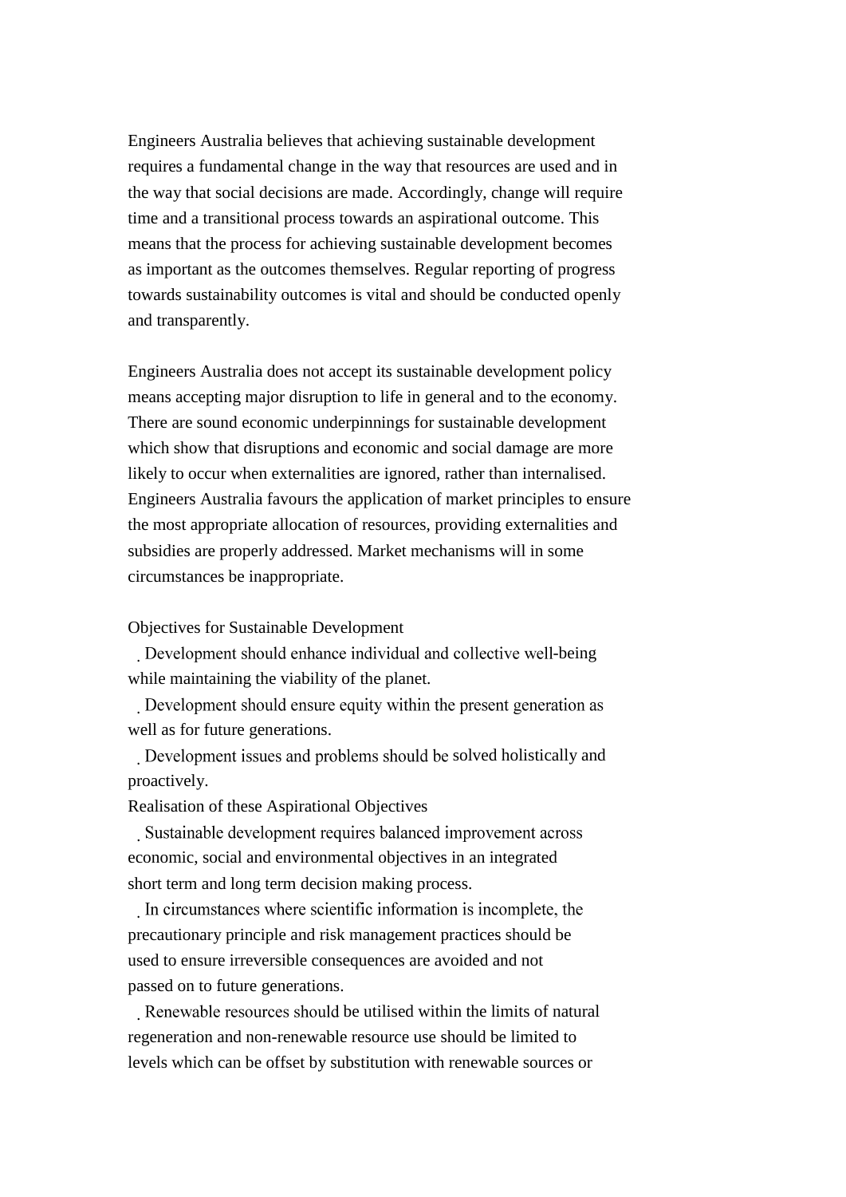Engineers Australia believes that achieving sustainable development requires a fundamental change in the way that resources are used and in the way that social decisions are made. Accordingly, change will require time and a transitional process towards an aspirational outcome. This means that the process for achieving sustainable development becomes as important as the outcomes themselves. Regular reporting of progress towards sustainability outcomes is vital and should be conducted openly and transparently.

Engineers Australia does not accept its sustainable development policy means accepting major disruption to life in general and to the economy. There are sound economic underpinnings for sustainable development which show that disruptions and economic and social damage are more likely to occur when externalities are ignored, rather than internalised. Engineers Australia favours the application of market principles to ensure the most appropriate allocation of resources, providing externalities and subsidies are properly addressed. Market mechanisms will in some circumstances be inappropriate.

Objectives for Sustainable Development

- Development should enhance individual and collective well-being while maintaining the viability of the planet.
- Development should ensure equity within the present generation as well as for future generations.
- Development issues and problems should be solved holistically and proactively.

Realisation of these Aspirational Objectives

- Sustainable development requires balanced improvement across economic, social and environmental objectives in an integrated short term and long term decision making process.
- In circumstances where scientific information is incomplete, the precautionary principle and risk management practices should be used to ensure irreversible consequences are avoided and not passed on to future generations.
- Renewable resources should be utilised within the limits of natural regeneration and non-renewable resource use should be limited to levels which can be offset by substitution with renewable sources or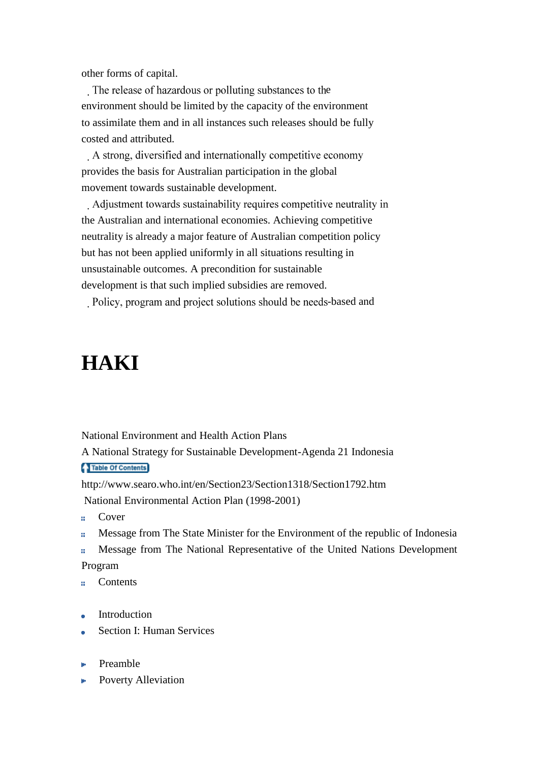other forms of capital.

- The release of hazardous or polluting substances to the environment should be limited by the capacity of the environment to assimilate them and in all instances such releases should be fully costed and attributed.
- A strong, diversified and internationally competitive economy provides the basis for Australian participation in the global movement towards sustainable development.
- Adjustment towards sustainability requires competitive neutrality in the Australian and international economies. Achieving competitive neutrality is already a major feature of Australian competition policy but has not been applied uniformly in all situations resulting in unsustainable outcomes. A precondition for sustainable development is that such implied subsidies are removed.
- Policy, program and project solutions should be needs-based and

# HAKI

National Environment and Health Action Plans

A National Strategy for Sustainable Development-Agenda 21 Indonesia

Table Of Contents

http://www.searo.who.int/en/Section23/Section1318/Section1792.htm

National Environmental Action Plan (1998-2001)

- Cover
- Message from The State Minister for the Environment of the republic of Indonesia
- Message from The National Representative of the United Nations Development Program
- Contents

- Introduction
- Section I: Human Services

- Preamble
- Poverty Alleviation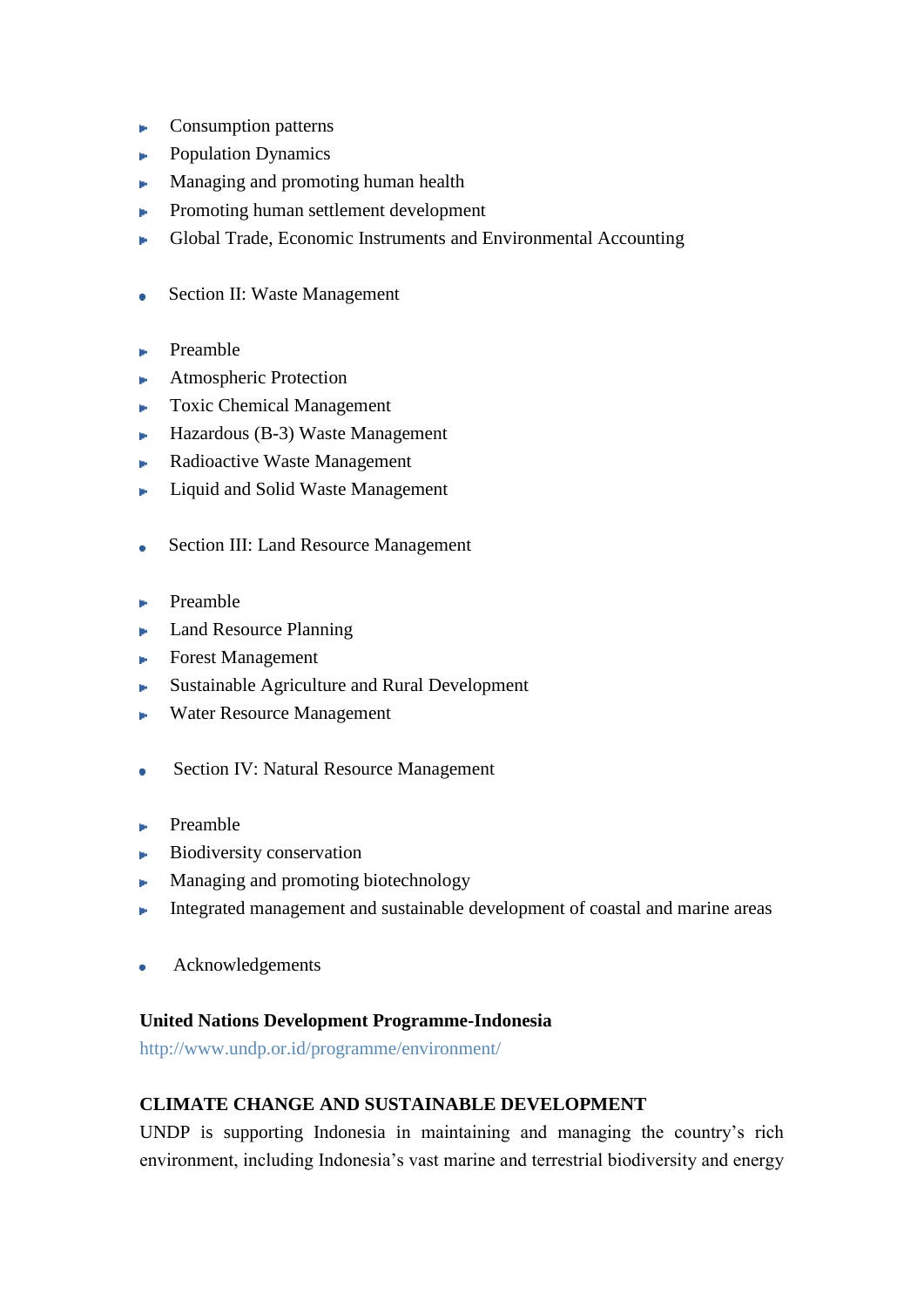- Consumption patterns
- Population Dynamics
- Managing and promoting human health
- Promoting human settlement development
- Global Trade, Economic Instruments and Environmental Accounting

- Section II: Waste Management

- Preamble
- Atmospheric Protection
- Toxic Chemical Management
- Hazardous (B-3) Waste Management
- Radioactive Waste Management
- Liquid and Solid Waste Management

- Section III: Land Resource Management

- Preamble
- Land Resource Planning
- Forest Management
- Sustainable Agriculture and Rural Development
- Water Resource Management

- Section IV: Natural Resource Management

- Preamble
- Biodiversity conservation
- Managing and promoting biotechnology
- Integrated management and sustainable development of coastal and marine areas

- Acknowledgements

**United Nations Development Programme-Indonesia**

http://www.undp.or.id/programme/environment/

**CLIMATE CHANGE AND SUSTAINABLE DEVELOPMENT**

UNDP is supporting Indonesia in maintaining and managing the country's rich environment, including Indonesia's vast marine and terrestrial biodiversity and energy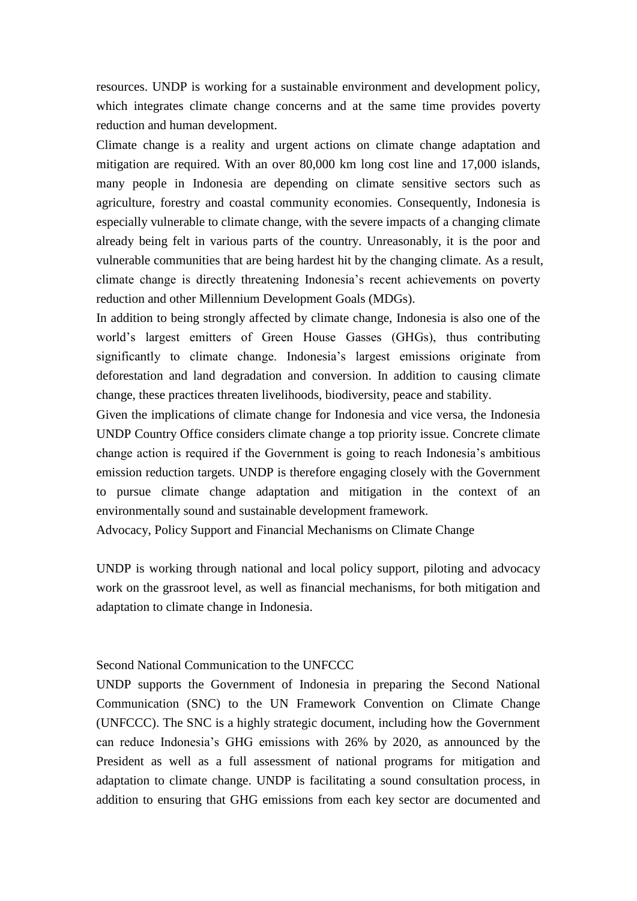resources. UNDP is working for a sustainable environment and development policy, which integrates climate change concerns and at the same time provides poverty reduction and human development.

Climate change is a reality and urgent actions on climate change adaptation and mitigation are required. With an over 80,000 km long cost line and 17,000 islands, many people in Indonesia are depending on climate sensitive sectors such as agriculture, forestry and coastal community economies. Consequently, Indonesia is especially vulnerable to climate change, with the severe impacts of a changing climate already being felt in various parts of the country. Unreasonably, it is the poor and vulnerable communities that are being hardest hit by the changing climate. As a result, climate change is directly threatening Indonesia's recent achievements on poverty reduction and other Millennium Development Goals (MDGs).

In addition to being strongly affected by climate change, Indonesia is also one of the world's largest emitters of Green House Gasses (GHGs), thus contributing significantly to climate change. Indonesia's largest emissions originate from deforestation and land degradation and conversion. In addition to causing climate change, these practices threaten livelihoods, biodiversity, peace and stability.

Given the implications of climate change for Indonesia and vice versa, the Indonesia UNDP Country Office considers climate change a top priority issue. Concrete climate change action is required if the Government is going to reach Indonesia's ambitious emission reduction targets. UNDP is therefore engaging closely with the Government to pursue climate change adaptation and mitigation in the context of an environmentally sound and sustainable development framework.

## Advocacy, Policy Support and Financial Mechanisms on Climate Change

UNDP is working through national and local policy support, piloting and advocacy work on the grassroot level, as well as financial mechanisms, for both mitigation and adaptation to climate change in Indonesia.

### Second National Communication to the UNFCCC

UNDP supports the Government of Indonesia in preparing the Second National Communication (SNC) to the UN Framework Convention on Climate Change (UNFCCC). The SNC is a highly strategic document, including how the Government can reduce Indonesia's GHG emissions with 26% by 2020, as announced by the President as well as a full assessment of national programs for mitigation and adaptation to climate change. UNDP is facilitating a sound consultation process, in addition to ensuring that GHG emissions from each key sector are documented and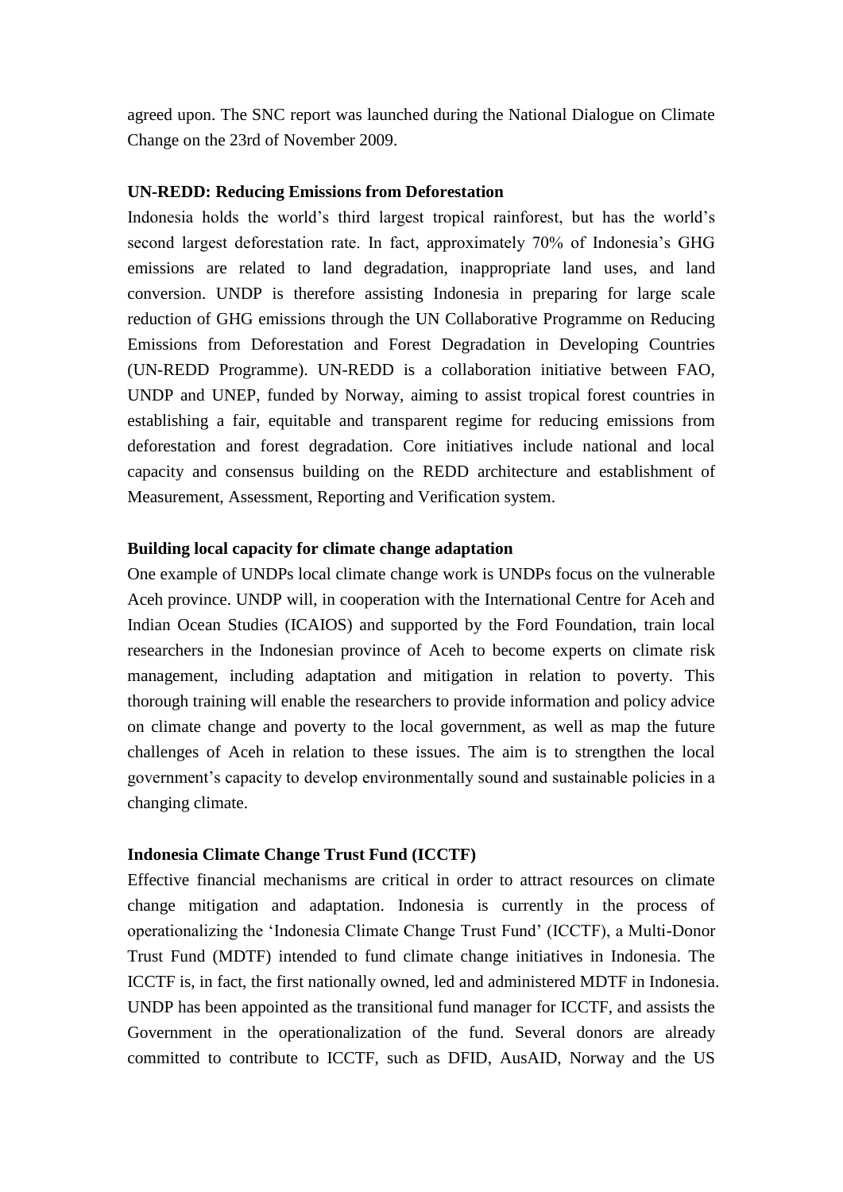agreed upon. The SNC report was launched during the National Dialogue on Climate Change on the 23rd of November 2009.

**UN-REDD: Reducing Emissions from Deforestation**

Indonesia holds the world's third largest tropical rainforest, but has the world's second largest deforestation rate. In fact, approximately 70% of Indonesia's GHG emissions are related to land degradation, inappropriate land uses, and land conversion. UNDP is therefore assisting Indonesia in preparing for large scale reduction of GHG emissions through the UN Collaborative Programme on Reducing Emissions from Deforestation and Forest Degradation in Developing Countries (UN-REDD Programme). UN-REDD is a collaboration initiative between FAO, UNDP and UNEP, funded by Norway, aiming to assist tropical forest countries in establishing a fair, equitable and transparent regime for reducing emissions from deforestation and forest degradation. Core initiatives include national and local capacity and consensus building on the REDD architecture and establishment of Measurement, Assessment, Reporting and Verification system.

**Building local capacity for climate change adaptation**

One example of UNDPs local climate change work is UNDPs focus on the vulnerable Aceh province. UNDP will, in cooperation with the International Centre for Aceh and Indian Ocean Studies (ICAIOS) and supported by the Ford Foundation, train local researchers in the Indonesian province of Aceh to become experts on climate risk management, including adaptation and mitigation in relation to poverty. This thorough training will enable the researchers to provide information and policy advice on climate change and poverty to the local government, as well as map the future challenges of Aceh in relation to these issues. The aim is to strengthen the local government's capacity to develop environmentally sound and sustainable policies in a changing climate.

**Indonesia Climate Change Trust Fund (ICCTF)**

Effective financial mechanisms are critical in order to attract resources on climate change mitigation and adaptation. Indonesia is currently in the process of operationalizing the 'Indonesia Climate Change Trust Fund' (ICCTF), a Multi-Donor Trust Fund (MDTF) intended to fund climate change initiatives in Indonesia. The ICCTF is, in fact, the first nationally owned, led and administered MDTF in Indonesia. UNDP has been appointed as the transitional fund manager for ICCTF, and assists the Government in the operationalization of the fund. Several donors are already committed to contribute to ICCTF, such as DFID, AusAID, Norway and the US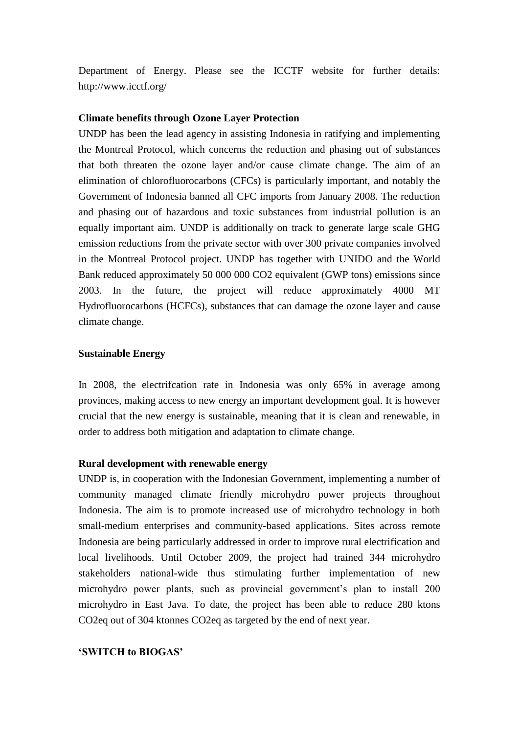Department of Energy. Please see the ICCTF website for further details: http://www.icctf.org/

**Climate benefits through Ozone Layer Protection**

UNDP has been the lead agency in assisting Indonesia in ratifying and implementing the Montreal Protocol, which concerns the reduction and phasing out of substances that both threaten the ozone layer and/or cause climate change. The aim of an elimination of chlorofluorocarbons (CFCs) is particularly important, and notably the Government of Indonesia banned all CFC imports from January 2008. The reduction and phasing out of hazardous and toxic substances from industrial pollution is an equally important aim. UNDP is additionally on track to generate large scale GHG emission reductions from the private sector with over 300 private companies involved in the Montreal Protocol project. UNDP has together with UNIDO and the World Bank reduced approximately 50 000 000 $CO2$ equivalent (GWP tons) emissions since 2003. In the future, the project will reduce approximately 4000 MT Hydrofluorocarbons (HCFCs), substances that can damage the ozone layer and cause climate change.

**Sustainable Energy**

In 2008, the electrifcation rate in Indonesia was only 65% in average among provinces, making access to new energy an important development goal. It is however crucial that the new energy is sustainable, meaning that it is clean and renewable, in order to address both mitigation and adaptation to climate change.

**Rural development with renewable energy**

UNDP is, in cooperation with the Indonesian Government, implementing a number of community managed climate friendly microhydro power projects throughout Indonesia. The aim is to promote increased use of microhydro technology in both small-medium enterprises and community-based applications. Sites across remote Indonesia are being particularly addressed in order to improve rural electrification and local livelihoods. Until October 2009, the project had trained 344 microhydro stakeholders national-wide thus stimulating further implementation of new microhydro power plants, such as provincial government's plan to install 200 microhydro in East Java. To date, the project has been able to reduce 280 ktons CO2eq out of 304 ktonnes CO2eq as targeted by the end of next year.

**'SWITCH to BIOGAS'**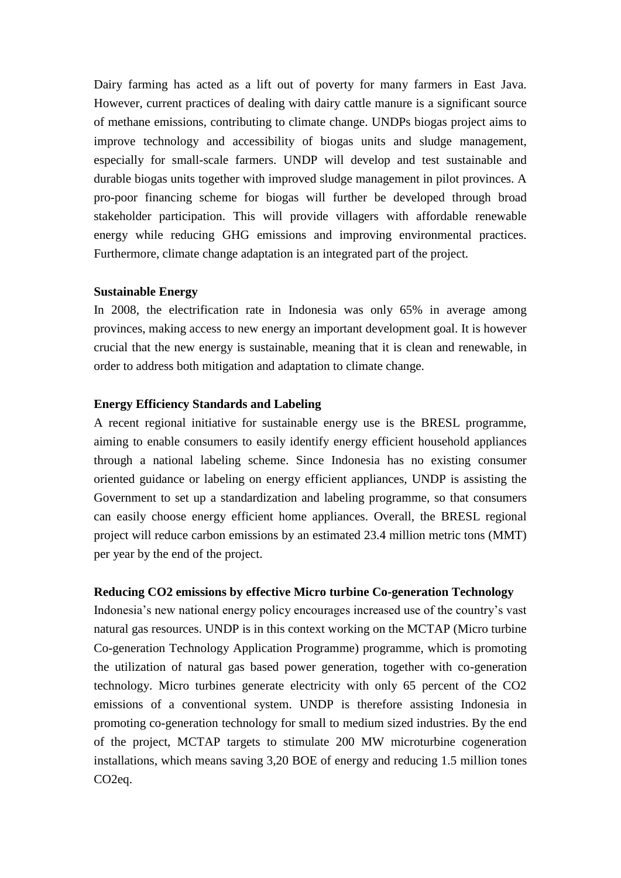Dairy farming has acted as a lift out of poverty for many farmers in East Java. However, current practices of dealing with dairy cattle manure is a significant source of methane emissions, contributing to climate change. UNDPs biogas project aims to improve technology and accessibility of biogas units and sludge management, especially for small-scale farmers. UNDP will develop and test sustainable and durable biogas units together with improved sludge management in pilot provinces. A pro-poor financing scheme for biogas will further be developed through broad stakeholder participation. This will provide villagers with affordable renewable energy while reducing GHG emissions and improving environmental practices. Furthermore, climate change adaptation is an integrated part of the project.

**Sustainable Energy**

In 2008, the electrification rate in Indonesia was only 65% in average among provinces, making access to new energy an important development goal. It is however crucial that the new energy is sustainable, meaning that it is clean and renewable, in order to address both mitigation and adaptation to climate change.

**Energy Efficiency Standards and Labeling**

A recent regional initiative for sustainable energy use is the BRESL programme, aiming to enable consumers to easily identify energy efficient household appliances through a national labeling scheme. Since Indonesia has no existing consumer oriented guidance or labeling on energy efficient appliances, UNDP is assisting the Government to set up a standardization and labeling programme, so that consumers can easily choose energy efficient home appliances. Overall, the BRESL regional project will reduce carbon emissions by an estimated 23.4 million metric tons (MMT) per year by the end of the project.

**Reducing CO2 emissions by effective Micro turbine Co-generation Technology**

Indonesia's new national energy policy encourages increased use of the country's vast natural gas resources. UNDP is in this context working on the MCTAP (Micro turbine Co-generation Technology Application Programme) programme, which is promoting the utilization of natural gas based power generation, together with co-generation technology. Micro turbines generate electricity with only 65 percent of the CO2 emissions of a conventional system. UNDP is therefore assisting Indonesia in promoting co-generation technology for small to medium sized industries. By the end of the project, MCTAP targets to stimulate 200 MW microturbine cogeneration installations, which means saving 3,20 BOE of energy and reducing 1.5 million tones CO2eq.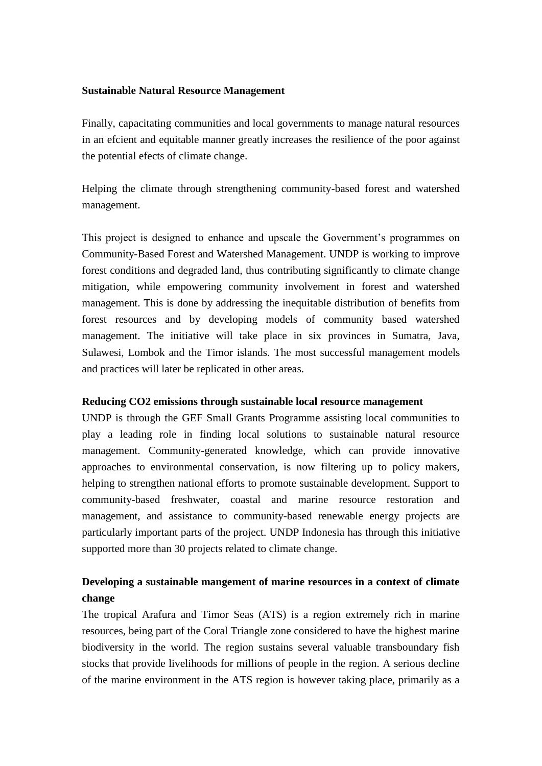**Sustainable Natural Resource Management**

Finally, capacitating communities and local governments to manage natural resources in an efcient and equitable manner greatly increases the resilience of the poor against the potential efects of climate change.

Helping the climate through strengthening community-based forest and watershed management.

This project is designed to enhance and upscale the Government's programmes on Community-Based Forest and Watershed Management. UNDP is working to improve forest conditions and degraded land, thus contributing significantly to climate change mitigation, while empowering community involvement in forest and watershed management. This is done by addressing the inequitable distribution of benefits from forest resources and by developing models of community based watershed management. The initiative will take place in six provinces in Sumatra, Java, Sulawesi, Lombok and the Timor islands. The most successful management models and practices will later be replicated in other areas.

**Reducing CO2 emissions through sustainable local resource management**

UNDP is through the GEF Small Grants Programme assisting local communities to play a leading role in finding local solutions to sustainable natural resource management. Community-generated knowledge, which can provide innovative approaches to environmental conservation, is now filtering up to policy makers, helping to strengthen national efforts to promote sustainable development. Support to community-based freshwater, coastal and marine resource restoration and management, and assistance to community-based renewable energy projects are particularly important parts of the project. UNDP Indonesia has through this initiative supported more than 30 projects related to climate change.

**Developing a sustainable mangement of marine resources in a context of climate change**

The tropical Arafura and Timor Seas (ATS) is a region extremely rich in marine resources, being part of the Coral Triangle zone considered to have the highest marine biodiversity in the world. The region sustains several valuable transboundary fish stocks that provide livelihoods for millions of people in the region. A serious decline of the marine environment in the ATS region is however taking place, primarily as a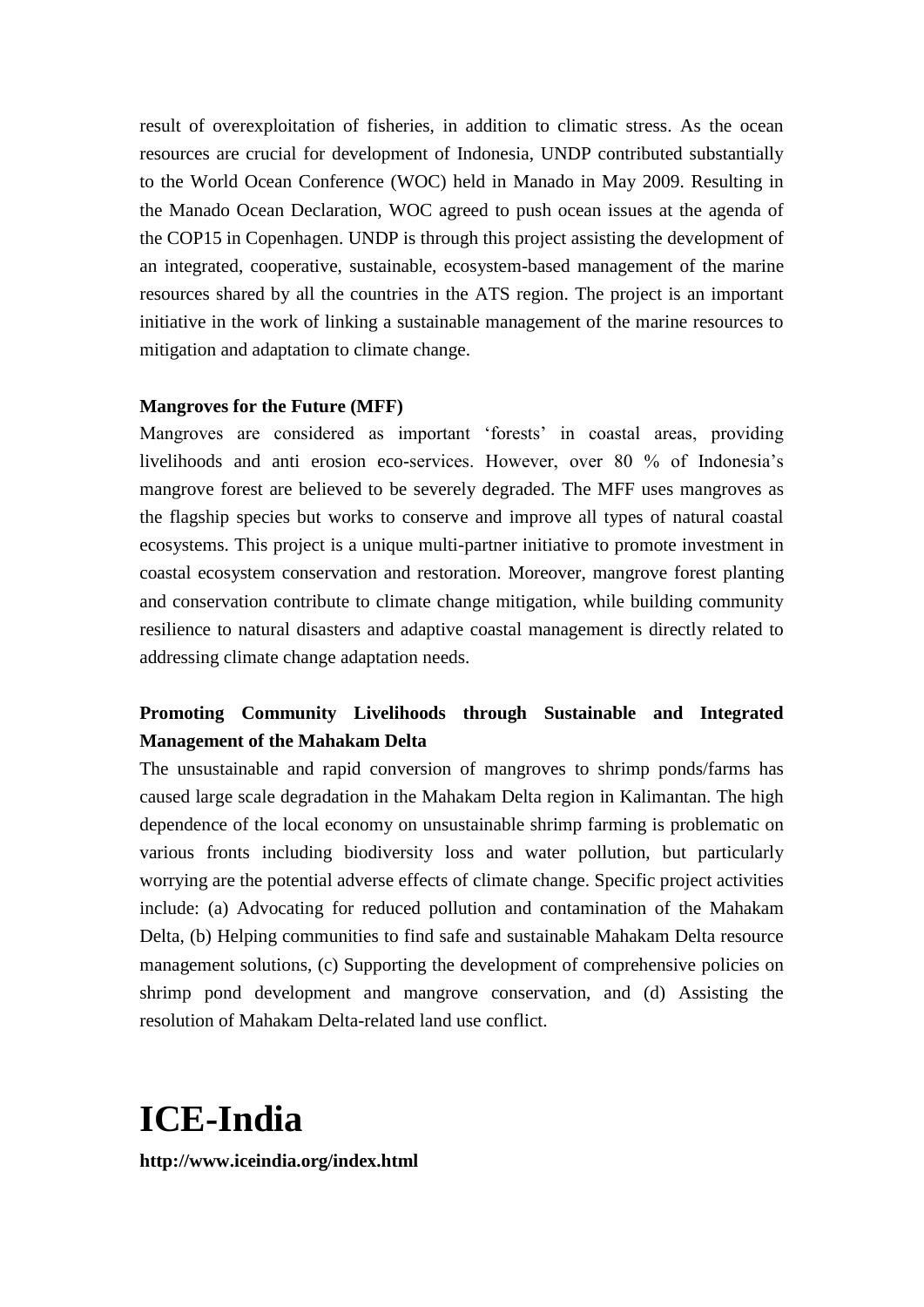result of overexploitation of fisheries, in addition to climatic stress. As the ocean resources are crucial for development of Indonesia, UNDP contributed substantially to the World Ocean Conference (WOC) held in Manado in May 2009. Resulting in the Manado Ocean Declaration, WOC agreed to push ocean issues at the agenda of the COP15 in Copenhagen. UNDP is through this project assisting the development of an integrated, cooperative, sustainable, ecosystem-based management of the marine resources shared by all the countries in the ATS region. The project is an important initiative in the work of linking a sustainable management of the marine resources to mitigation and adaptation to climate change.

**Mangroves for the Future (MFF)**

Mangroves are considered as important 'forests' in coastal areas, providing livelihoods and anti erosion eco-services. However, over 80 % of Indonesia's mangrove forest are believed to be severely degraded. The MFF uses mangroves as the flagship species but works to conserve and improve all types of natural coastal ecosystems. This project is a unique multi-partner initiative to promote investment in coastal ecosystem conservation and restoration. Moreover, mangrove forest planting and conservation contribute to climate change mitigation, while building community resilience to natural disasters and adaptive coastal management is directly related to addressing climate change adaptation needs.

**Promoting Community Livelihoods through Sustainable and Integrated Management of the Mahakam Delta**

The unsustainable and rapid conversion of mangroves to shrimp ponds/farms has caused large scale degradation in the Mahakam Delta region in Kalimantan. The high dependence of the local economy on unsustainable shrimp farming is problematic on various fronts including biodiversity loss and water pollution, but particularly worrying are the potential adverse effects of climate change. Specific project activities include: (a) Advocating for reduced pollution and contamination of the Mahakam Delta, (b) Helping communities to find safe and sustainable Mahakam Delta resource management solutions, (c) Supporting the development of comprehensive policies on shrimp pond development and mangrove conservation, and (d) Assisting the resolution of Mahakam Delta-related land use conflict.

# ICE-India

**http://www.iceindia.org/index.html**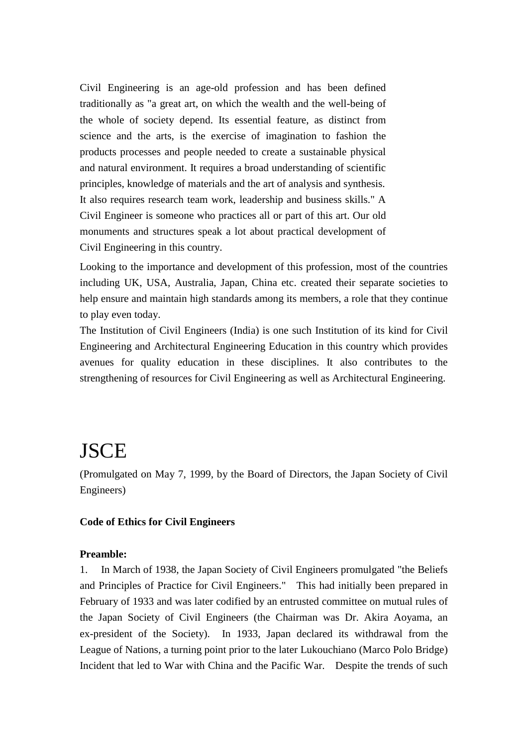Civil Engineering is an age-old profession and has been defined traditionally as "a great art, on which the wealth and the well-being of the whole of society depend. Its essential feature, as distinct from science and the arts, is the exercise of imagination to fashion the products processes and people needed to create a sustainable physical and natural environment. It requires a broad understanding of scientific principles, knowledge of materials and the art of analysis and synthesis. It also requires research team work, leadership and business skills." A Civil Engineer is someone who practices all or part of this art. Our old monuments and structures speak a lot about practical development of Civil Engineering in this country.

Looking to the importance and development of this profession, most of the countries including UK, USA, Australia, Japan, China etc. created their separate societies to help ensure and maintain high standards among its members, a role that they continue to play even today.

The Institution of Civil Engineers (India) is one such Institution of its kind for Civil Engineering and Architectural Engineering Education in this country which provides avenues for quality education in these disciplines. It also contributes to the strengthening of resources for Civil Engineering as well as Architectural Engineering.

# JSCE

(Promulgated on May 7, 1999, by the Board of Directors, the Japan Society of Civil Engineers)

**Code of Ethics for Civil Engineers**

**Preamble:**

1. In March of 1938, the Japan Society of Civil Engineers promulgated "the Beliefs and Principles of Practice for Civil Engineers." This had initially been prepared in February of 1933 and was later codified by an entrusted committee on mutual rules of the Japan Society of Civil Engineers (the Chairman was Dr. Akira Aoyama, an ex-president of the Society). In 1933, Japan declared its withdrawal from the League of Nations, a turning point prior to the later Lukouchiano (Marco Polo Bridge) Incident that led to War with China and the Pacific War. Despite the trends of such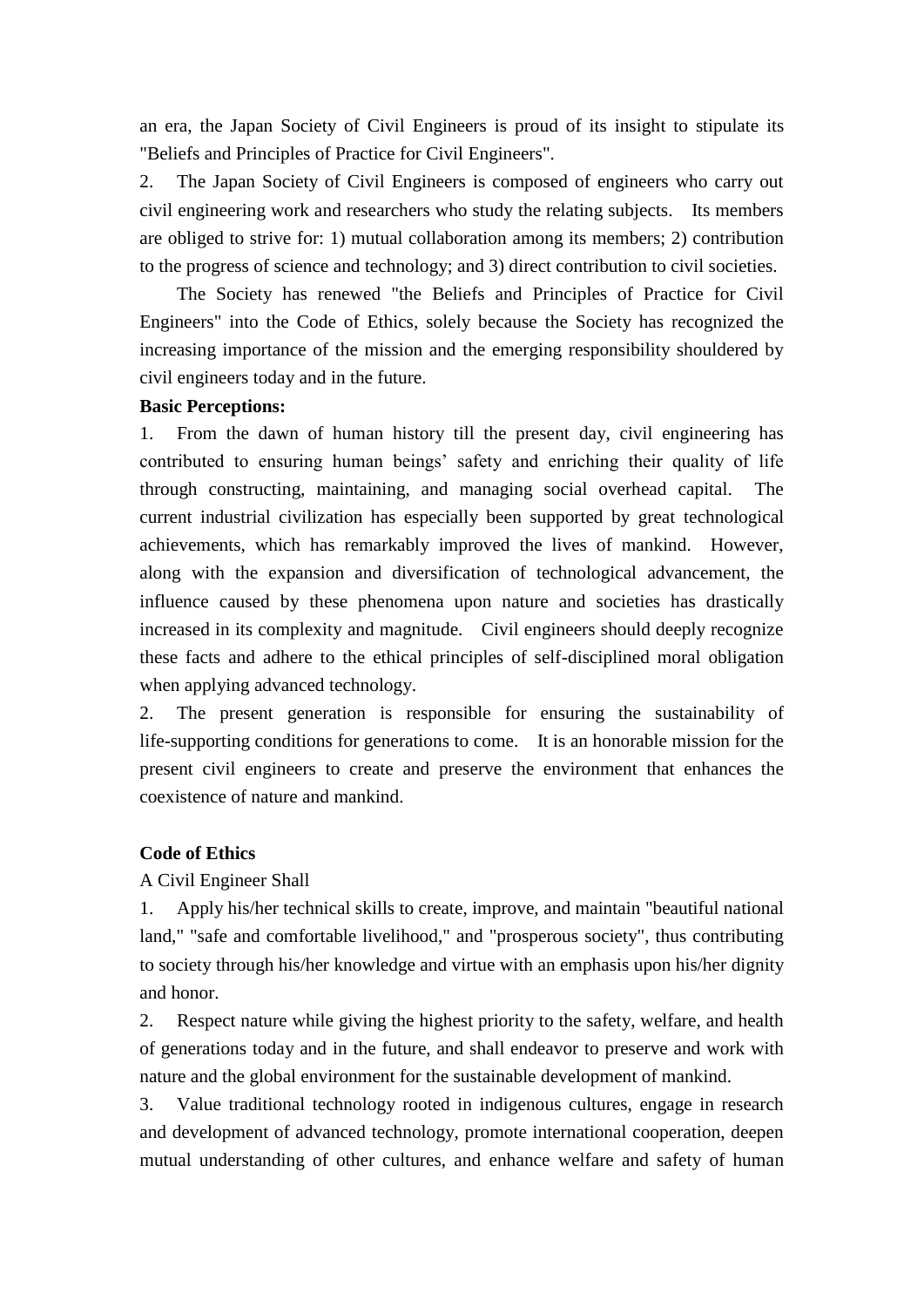an era, the Japan Society of Civil Engineers is proud of its insight to stipulate its "Beliefs and Principles of Practice for Civil Engineers".

2. The Japan Society of Civil Engineers is composed of engineers who carry out civil engineering work and researchers who study the relating subjects. Its members are obliged to strive for: 1) mutual collaboration among its members; 2) contribution to the progress of science and technology; and 3) direct contribution to civil societies.

The Society has renewed "the Beliefs and Principles of Practice for Civil Engineers" into the Code of Ethics, solely because the Society has recognized the increasing importance of the mission and the emerging responsibility shouldered by civil engineers today and in the future.

**Basic Perceptions:**

1. From the dawn of human history till the present day, civil engineering has contributed to ensuring human beings' safety and enriching their quality of life through constructing, maintaining, and managing social overhead capital. The current industrial civilization has especially been supported by great technological achievements, which has remarkably improved the lives of mankind. However, along with the expansion and diversification of technological advancement, the influence caused by these phenomena upon nature and societies has drastically increased in its complexity and magnitude. Civil engineers should deeply recognize these facts and adhere to the ethical principles of self-disciplined moral obligation when applying advanced technology.

2. The present generation is responsible for ensuring the sustainability of life-supporting conditions for generations to come. It is an honorable mission for the present civil engineers to create and preserve the environment that enhances the coexistence of nature and mankind.

**Code of Ethics**

A Civil Engineer Shall

1. Apply his/her technical skills to create, improve, and maintain "beautiful national land," "safe and comfortable livelihood," and "prosperous society", thus contributing to society through his/her knowledge and virtue with an emphasis upon his/her dignity and honor.

2. Respect nature while giving the highest priority to the safety, welfare, and health of generations today and in the future, and shall endeavor to preserve and work with nature and the global environment for the sustainable development of mankind.

3. Value traditional technology rooted in indigenous cultures, engage in research and development of advanced technology, promote international cooperation, deepen mutual understanding of other cultures, and enhance welfare and safety of human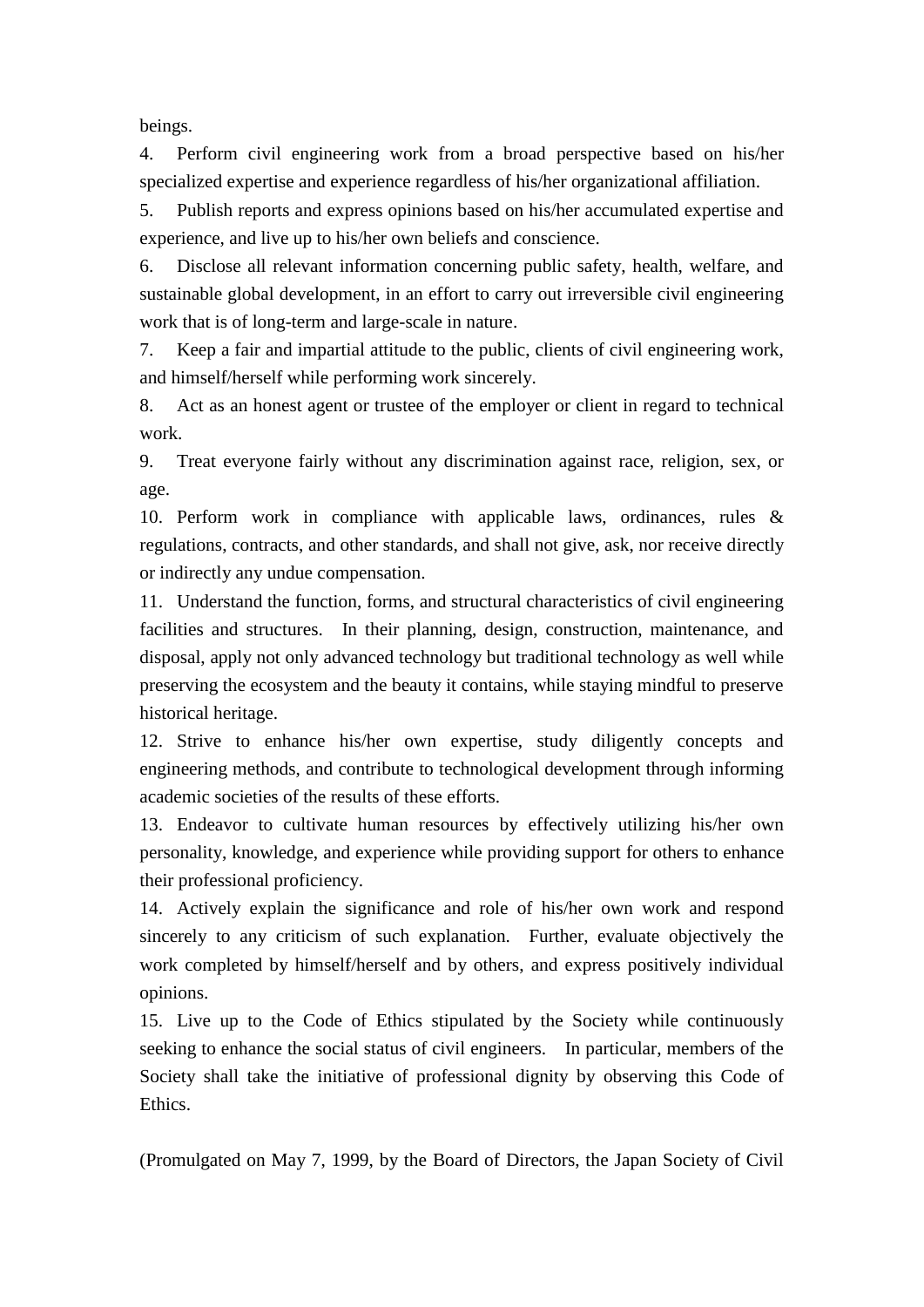beings.

4. Perform civil engineering work from a broad perspective based on his/her specialized expertise and experience regardless of his/her organizational affiliation.

5. Publish reports and express opinions based on his/her accumulated expertise and experience, and live up to his/her own beliefs and conscience.

6. Disclose all relevant information concerning public safety, health, welfare, and sustainable global development, in an effort to carry out irreversible civil engineering work that is of long-term and large-scale in nature.

7. Keep a fair and impartial attitude to the public, clients of civil engineering work, and himself/herself while performing work sincerely.

8. Act as an honest agent or trustee of the employer or client in regard to technical work.

9. Treat everyone fairly without any discrimination against race, religion, sex, or age.

10. Perform work in compliance with applicable laws, ordinances, rules & regulations, contracts, and other standards, and shall not give, ask, nor receive directly or indirectly any undue compensation.

11. Understand the function, forms, and structural characteristics of civil engineering facilities and structures. In their planning, design, construction, maintenance, and disposal, apply not only advanced technology but traditional technology as well while preserving the ecosystem and the beauty it contains, while staying mindful to preserve historical heritage.

12. Strive to enhance his/her own expertise, study diligently concepts and engineering methods, and contribute to technological development through informing academic societies of the results of these efforts.

13. Endeavor to cultivate human resources by effectively utilizing his/her own personality, knowledge, and experience while providing support for others to enhance their professional proficiency.

14. Actively explain the significance and role of his/her own work and respond sincerely to any criticism of such explanation. Further, evaluate objectively the work completed by himself/herself and by others, and express positively individual opinions.

15. Live up to the Code of Ethics stipulated by the Society while continuously seeking to enhance the social status of civil engineers. In particular, members of the Society shall take the initiative of professional dignity by observing this Code of Ethics.

(Promulgated on May 7, 1999, by the Board of Directors, the Japan Society of Civil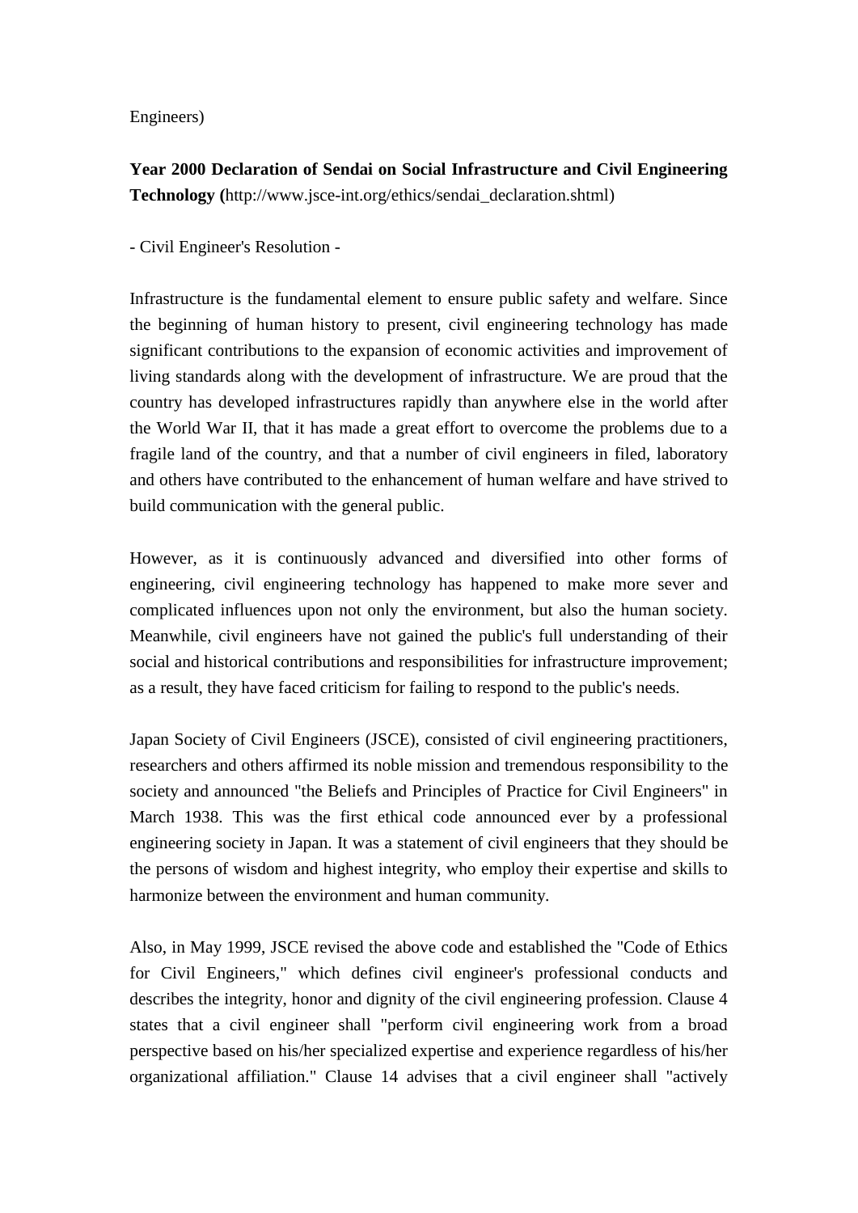Engineers)

**Year 2000 Declaration of Sendai on Social Infrastructure and Civil Engineering Technology (**http://www.jsce-int.org/ethics/sendai_declaration.shtml)

- Civil Engineer's Resolution -

Infrastructure is the fundamental element to ensure public safety and welfare. Since the beginning of human history to present, civil engineering technology has made significant contributions to the expansion of economic activities and improvement of living standards along with the development of infrastructure. We are proud that the country has developed infrastructures rapidly than anywhere else in the world after the World War II, that it has made a great effort to overcome the problems due to a fragile land of the country, and that a number of civil engineers in filed, laboratory and others have contributed to the enhancement of human welfare and have strived to build communication with the general public.

However, as it is continuously advanced and diversified into other forms of engineering, civil engineering technology has happened to make more sever and complicated influences upon not only the environment, but also the human society. Meanwhile, civil engineers have not gained the public's full understanding of their social and historical contributions and responsibilities for infrastructure improvement; as a result, they have faced criticism for failing to respond to the public's needs.

Japan Society of Civil Engineers (JSCE), consisted of civil engineering practitioners, researchers and others affirmed its noble mission and tremendous responsibility to the society and announced "the Beliefs and Principles of Practice for Civil Engineers" in March 1938. This was the first ethical code announced ever by a professional engineering society in Japan. It was a statement of civil engineers that they should be the persons of wisdom and highest integrity, who employ their expertise and skills to harmonize between the environment and human community.

Also, in May 1999, JSCE revised the above code and established the "Code of Ethics for Civil Engineers," which defines civil engineer's professional conducts and describes the integrity, honor and dignity of the civil engineering profession. Clause 4 states that a civil engineer shall "perform civil engineering work from a broad perspective based on his/her specialized expertise and experience regardless of his/her organizational affiliation." Clause 14 advises that a civil engineer shall "actively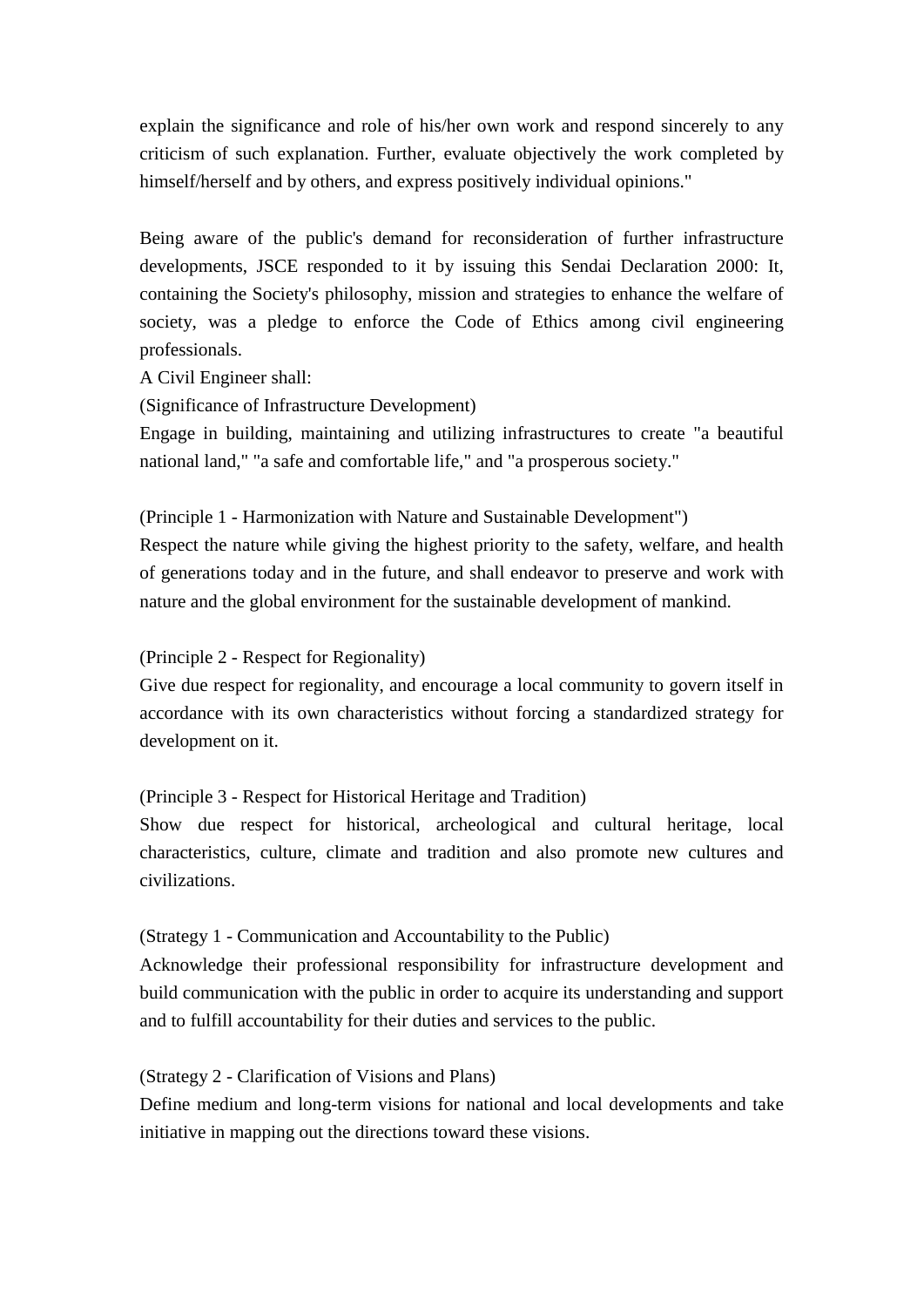explain the significance and role of his/her own work and respond sincerely to any criticism of such explanation. Further, evaluate objectively the work completed by himself/herself and by others, and express positively individual opinions."

Being aware of the public's demand for reconsideration of further infrastructure developments, JSCE responded to it by issuing this Sendai Declaration 2000: It, containing the Society's philosophy, mission and strategies to enhance the welfare of society, was a pledge to enforce the Code of Ethics among civil engineering professionals.

A Civil Engineer shall:

(Significance of Infrastructure Development)

Engage in building, maintaining and utilizing infrastructures to create "a beautiful national land," "a safe and comfortable life," and "a prosperous society."

(Principle 1 - Harmonization with Nature and Sustainable Development")

Respect the nature while giving the highest priority to the safety, welfare, and health of generations today and in the future, and shall endeavor to preserve and work with nature and the global environment for the sustainable development of mankind.

(Principle 2 - Respect for Regionality)

Give due respect for regionality, and encourage a local community to govern itself in accordance with its own characteristics without forcing a standardized strategy for development on it.

(Principle 3 - Respect for Historical Heritage and Tradition)

Show due respect for historical, archeological and cultural heritage, local characteristics, culture, climate and tradition and also promote new cultures and civilizations.

(Strategy 1 - Communication and Accountability to the Public)

Acknowledge their professional responsibility for infrastructure development and build communication with the public in order to acquire its understanding and support and to fulfill accountability for their duties and services to the public.

(Strategy 2 - Clarification of Visions and Plans)

Define medium and long-term visions for national and local developments and take initiative in mapping out the directions toward these visions.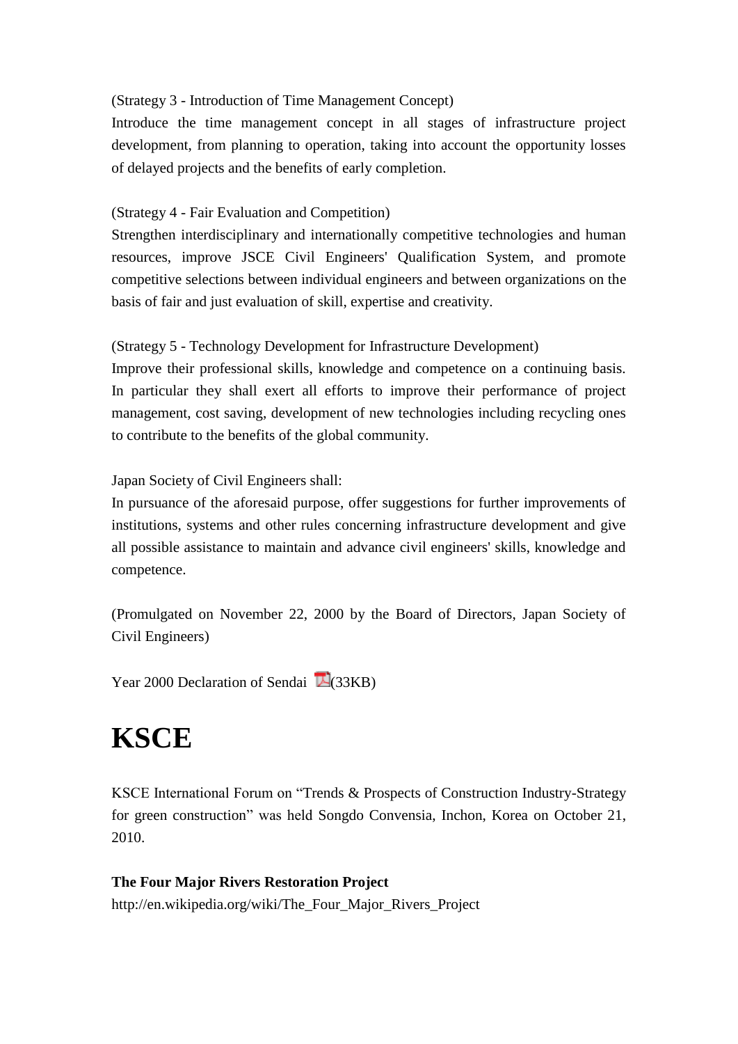(Strategy 3 - Introduction of Time Management Concept)
Introduce the time management concept in all stages of infrastructure project development, from planning to operation, taking into account the opportunity losses of delayed projects and the benefits of early completion.

(Strategy 4 - Fair Evaluation and Competition)
Strengthen interdisciplinary and internationally competitive technologies and human resources, improve JSCE Civil Engineers' Qualification System, and promote competitive selections between individual engineers and between organizations on the basis of fair and just evaluation of skill, expertise and creativity.

(Strategy 5 - Technology Development for Infrastructure Development)
Improve their professional skills, knowledge and competence on a continuing basis. In particular they shall exert all efforts to improve their performance of project management, cost saving, development of new technologies including recycling ones to contribute to the benefits of the global community.

Japan Society of Civil Engineers shall:
In pursuance of the aforesaid purpose, offer suggestions for further improvements of institutions, systems and other rules concerning infrastructure development and give all possible assistance to maintain and advance civil engineers' skills, knowledge and competence.

(Promulgated on November 22, 2000 by the Board of Directors, Japan Society of Civil Engineers)

Year 2000 Declaration of Sendai (33KB)

# KSCE

KSCE International Forum on "Trends & Prospects of Construction Industry-Strategy for green construction" was held Songdo Convensia, Inchon, Korea on October 21, 2010.

**The Four Major Rivers Restoration Project**
http://en.wikipedia.org/wiki/The_Four_Major_Rivers_Project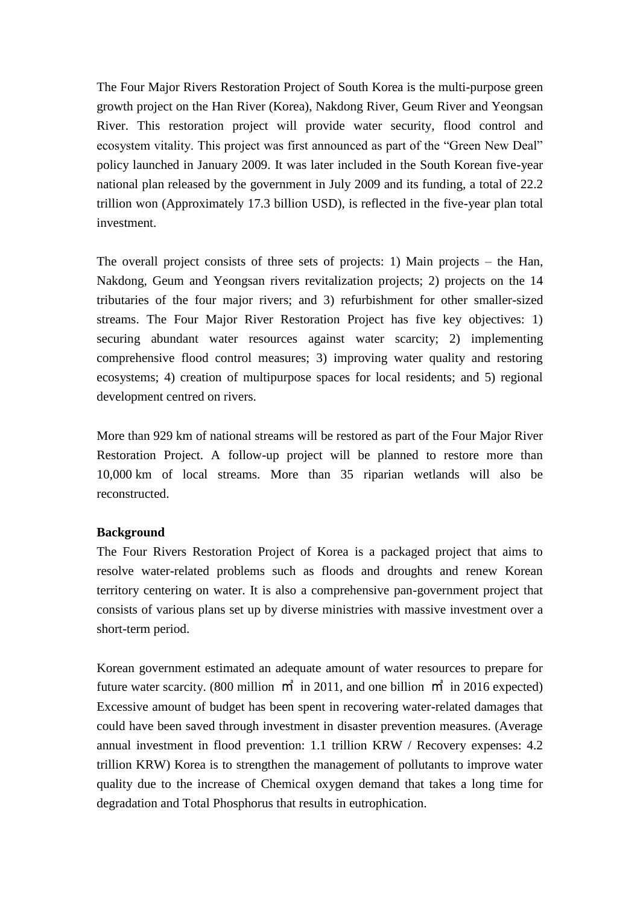The Four Major Rivers Restoration Project of South Korea is the multi-purpose green growth project on the Han River (Korea), Nakdong River, Geum River and Yeongsan River. This restoration project will provide water security, flood control and ecosystem vitality. This project was first announced as part of the "Green New Deal" policy launched in January 2009. It was later included in the South Korean five-year national plan released by the government in July 2009 and its funding, a total of 22.2 trillion won (Approximately 17.3 billion USD), is reflected in the five-year plan total investment.

The overall project consists of three sets of projects: 1) Main projects – the Han, Nakdong, Geum and Yeongsan rivers revitalization projects; 2) projects on the 14 tributaries of the four major rivers; and 3) refurbishment for other smaller-sized streams. The Four Major River Restoration Project has five key objectives: 1) securing abundant water resources against water scarcity; 2) implementing comprehensive flood control measures; 3) improving water quality and restoring ecosystems; 4) creation of multipurpose spaces for local residents; and 5) regional development centred on rivers.

More than 929 km of national streams will be restored as part of the Four Major River Restoration Project. A follow-up project will be planned to restore more than 10,000 km of local streams. More than 35 riparian wetlands will also be reconstructed.

**Background**

The Four Rivers Restoration Project of Korea is a packaged project that aims to resolve water-related problems such as floods and droughts and renew Korean territory centering on water. It is also a comprehensive pan-government project that consists of various plans set up by diverse ministries with massive investment over a short-term period.

Korean government estimated an adequate amount of water resources to prepare for future water scarcity. (800 million ㎥ in 2011, and one billion ㎥ in 2016 expected) Excessive amount of budget has been spent in recovering water-related damages that could have been saved through investment in disaster prevention measures. (Average annual investment in flood prevention: 1.1 trillion KRW / Recovery expenses: 4.2 trillion KRW) Korea is to strengthen the management of pollutants to improve water quality due to the increase of Chemical oxygen demand that takes a long time for degradation and Total Phosphorus that results in eutrophication.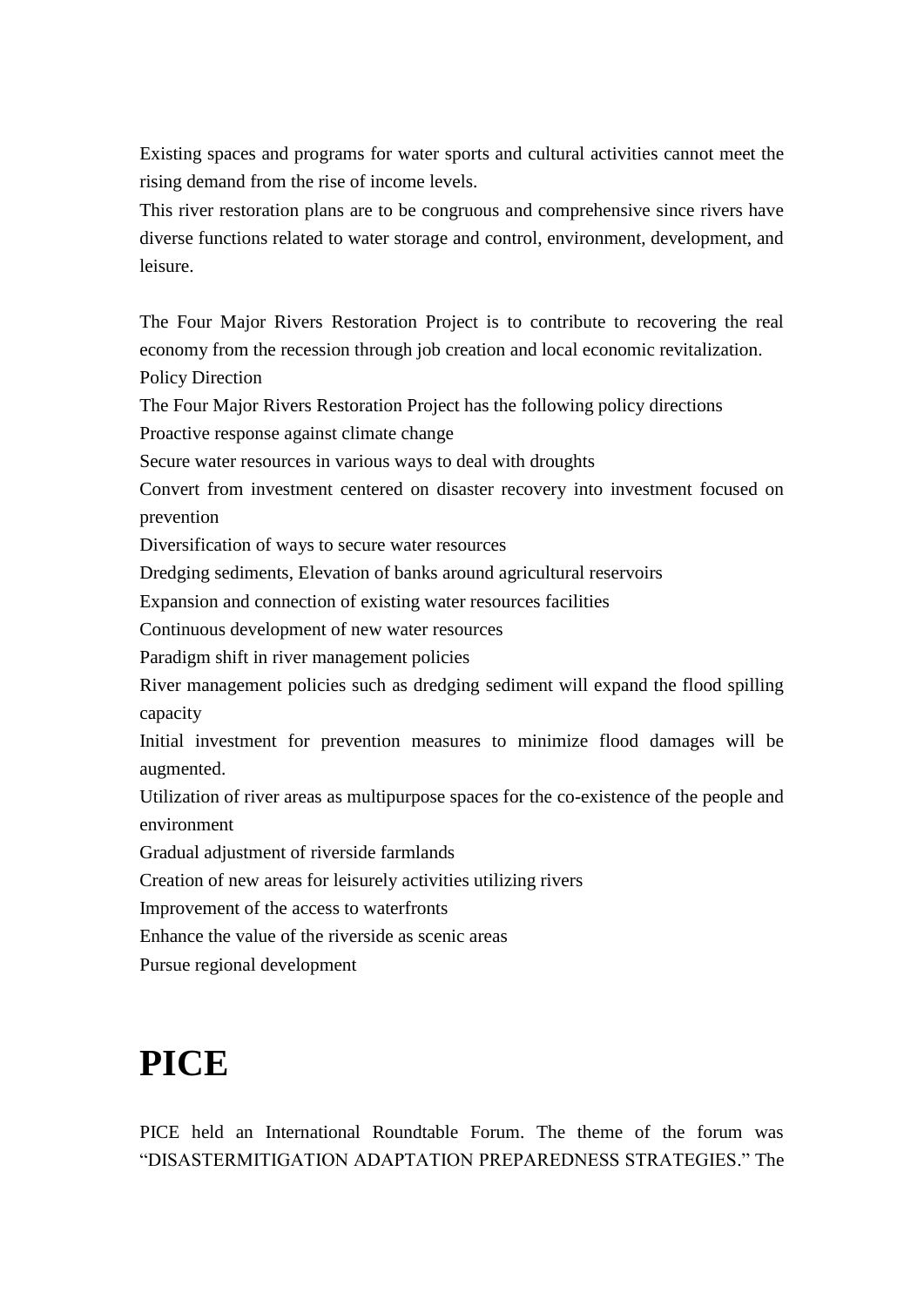Existing spaces and programs for water sports and cultural activities cannot meet the rising demand from the rise of income levels.

This river restoration plans are to be congruous and comprehensive since rivers have diverse functions related to water storage and control, environment, development, and leisure.

The Four Major Rivers Restoration Project is to contribute to recovering the real economy from the recession through job creation and local economic revitalization.

Policy Direction

The Four Major Rivers Restoration Project has the following policy directions

Proactive response against climate change

Secure water resources in various ways to deal with droughts

Convert from investment centered on disaster recovery into investment focused on prevention

Diversification of ways to secure water resources

Dredging sediments, Elevation of banks around agricultural reservoirs

Expansion and connection of existing water resources facilities

Continuous development of new water resources

Paradigm shift in river management policies

River management policies such as dredging sediment will expand the flood spilling capacity

Initial investment for prevention measures to minimize flood damages will be augmented.

Utilization of river areas as multipurpose spaces for the co-existence of the people and environment

Gradual adjustment of riverside farmlands

Creation of new areas for leisurely activities utilizing rivers

Improvement of the access to waterfronts

Enhance the value of the riverside as scenic areas

Pursue regional development

# PICE

PICE held an International Roundtable Forum. The theme of the forum was "DISASTERMITIGATION ADAPTATION PREPAREDNESS STRATEGIES." The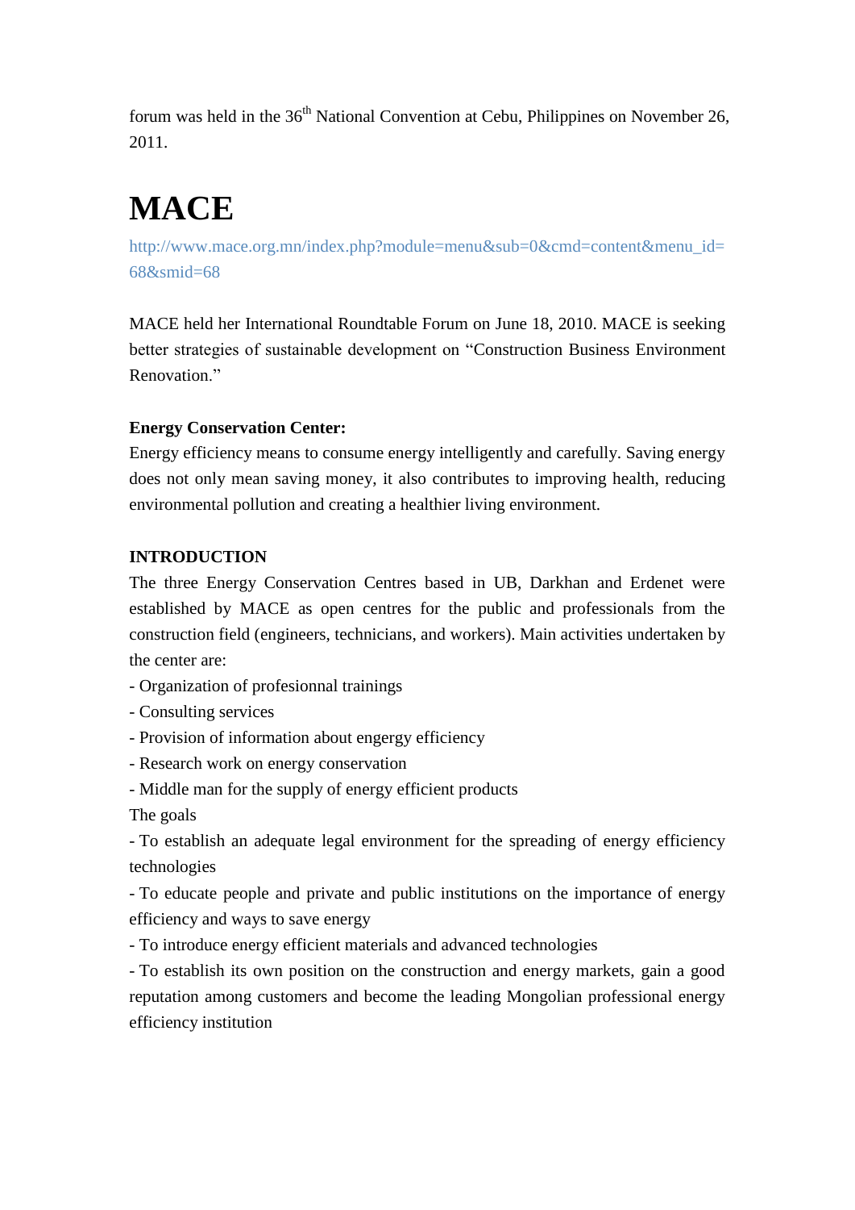forum was held in the 36th National Convention at Cebu, Philippines on November 26, 2011.

# MACE

http://www.mace.org.mn/index.php?module=menu&sub=0&cmd=content&menu_id=68&smid=68

MACE held her International Roundtable Forum on June 18, 2010. MACE is seeking better strategies of sustainable development on "Construction Business Environment Renovation."

**Energy Conservation Center:**
Energy efficiency means to consume energy intelligently and carefully. Saving energy does not only mean saving money, it also contributes to improving health, reducing environmental pollution and creating a healthier living environment.

**INTRODUCTION**
The three Energy Conservation Centres based in UB, Darkhan and Erdenet were established by MACE as open centres for the public and professionals from the construction field (engineers, technicians, and workers). Main activities undertaken by the center are:

- Organization of profesionnal trainings
- Consulting services
- Provision of information about engergy efficiency
- Research work on energy conservation
- Middle man for the supply of energy efficient products

The goals

- To establish an adequate legal environment for the spreading of energy efficiency technologies
- To educate people and private and public institutions on the importance of energy efficiency and ways to save energy
- To introduce energy efficient materials and advanced technologies
- To establish its own position on the construction and energy markets, gain a good reputation among customers and become the leading Mongolian professional energy efficiency institution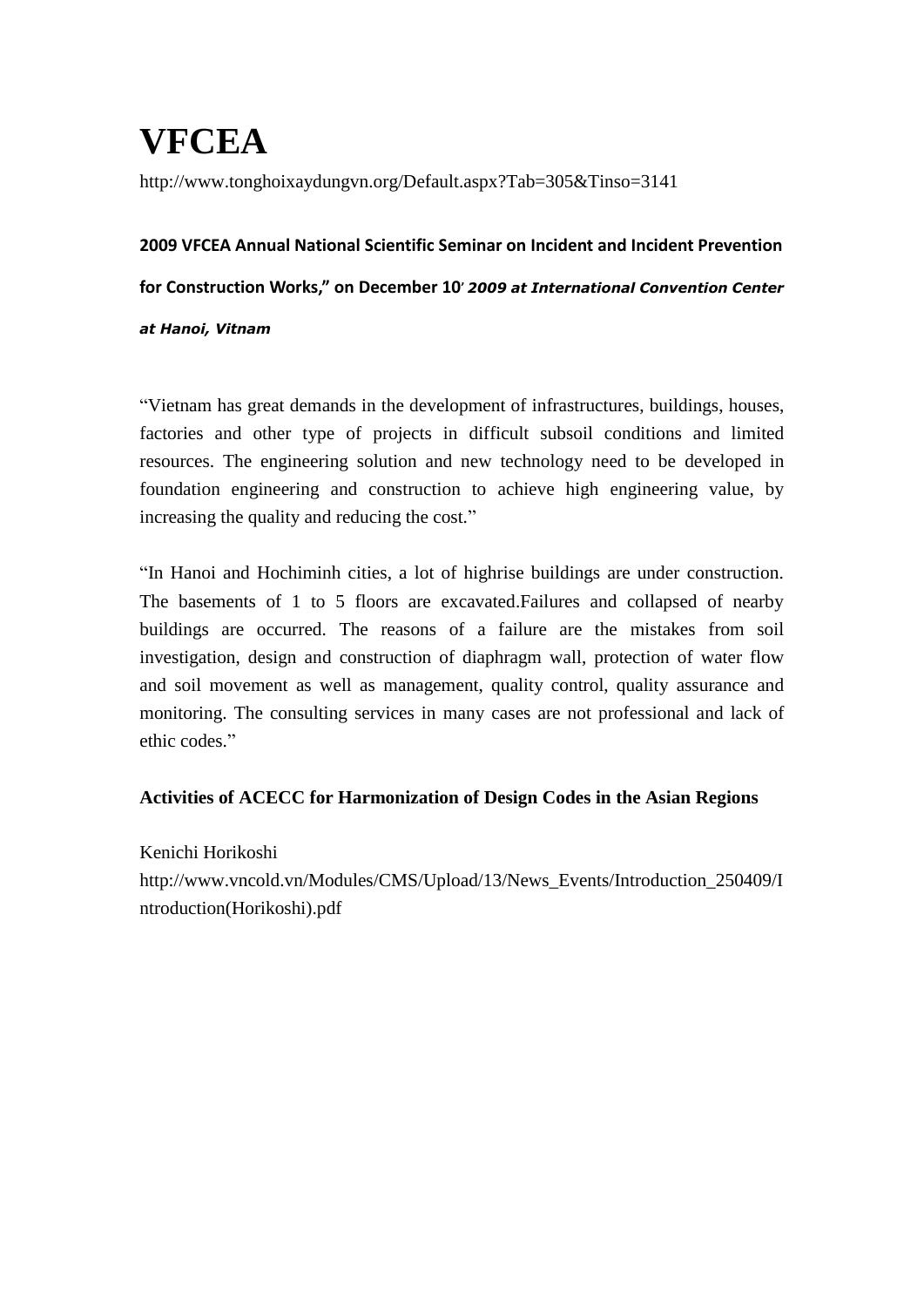# VFCEA

http://www.tonghoixaydungvn.org/Default.aspx?Tab=305&Tinso=3141

**2009 VFCEA Annual National Scientific Seminar on Incident and Incident Prevention for Construction Works," on December 10*, 2009 at International Convention Center at Hanoi, Vitnam***

"Vietnam has great demands in the development of infrastructures, buildings, houses, factories and other type of projects in difficult subsoil conditions and limited resources. The engineering solution and new technology need to be developed in foundation engineering and construction to achieve high engineering value, by increasing the quality and reducing the cost."

"In Hanoi and Hochiminh cities, a lot of highrise buildings are under construction. The basements of 1 to 5 floors are excavated.Failures and collapsed of nearby buildings are occurred. The reasons of a failure are the mistakes from soil investigation, design and construction of diaphragm wall, protection of water flow and soil movement as well as management, quality control, quality assurance and monitoring. The consulting services in many cases are not professional and lack of ethic codes."

**Activities of ACECC for Harmonization of Design Codes in the Asian Regions**

Kenichi Horikoshi

http://www.vncold.vn/Modules/CMS/Upload/13/News_Events/Introduction_250409/Introduction(Horikoshi).pdf